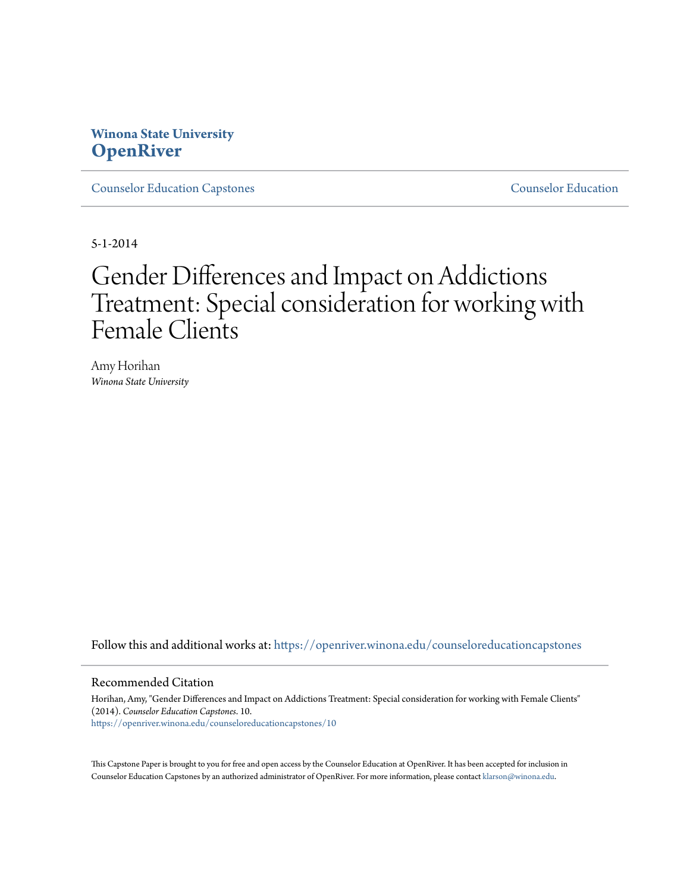Winona State University
**OpenRiver**

Counselor Education Capstones | Counselor Education

5-1-2014

# Gender Differences and Impact on Addictions Treatment: Special consideration for working with Female Clients

Amy Horihan
*Winona State University*

Follow this and additional works at: https://openriver.winona.edu/counseloreducationcapstones

## Recommended Citation

Horihan, Amy, "Gender Differences and Impact on Addictions Treatment: Special consideration for working with Female Clients" (2014). *Counselor Education Capstones*. 10.
https://openriver.winona.edu/counseloreducationcapstones/10

This Capstone Paper is brought to you for free and open access by the Counselor Education at OpenRiver. It has been accepted for inclusion in Counselor Education Capstones by an authorized administrator of OpenRiver. For more information, please contact klarson@winona.edu.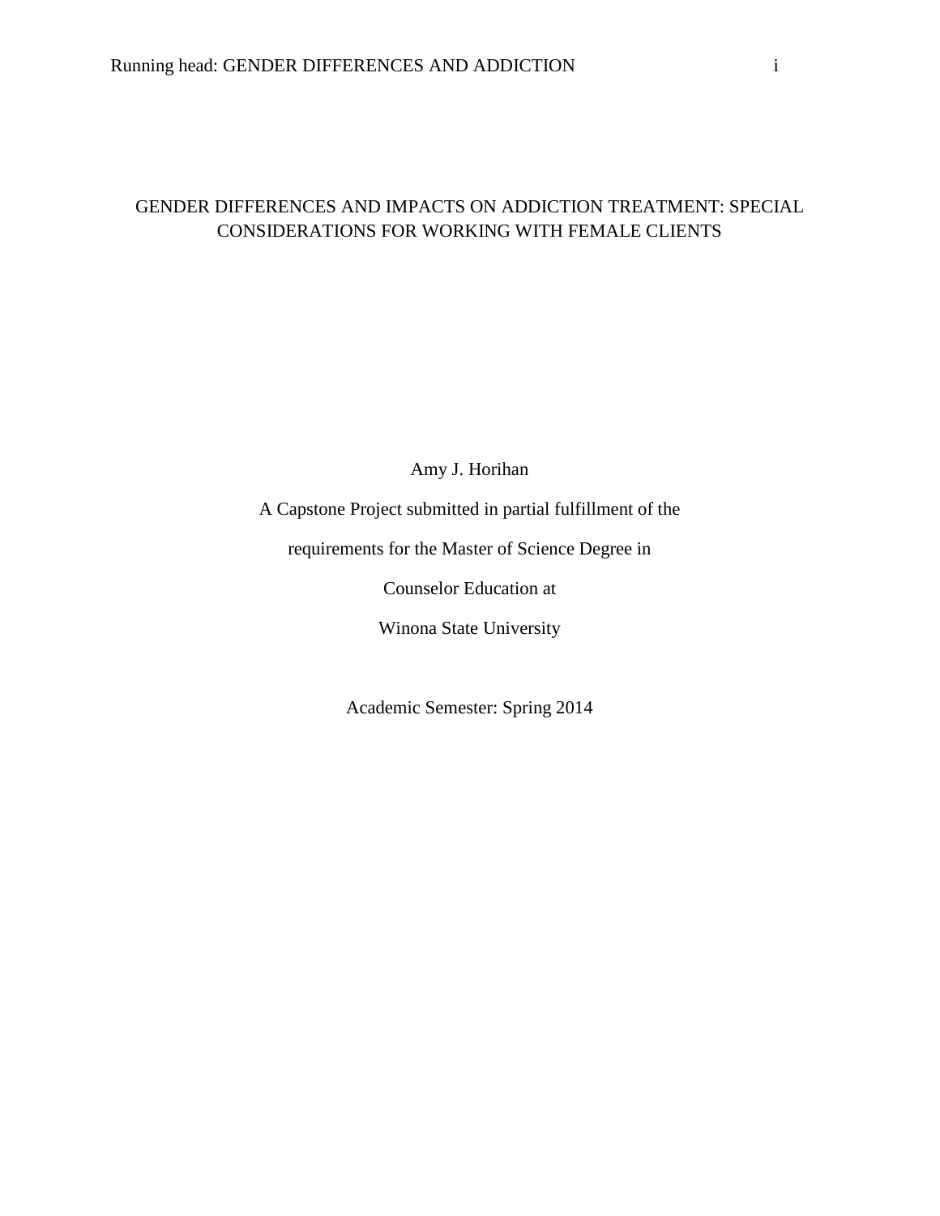# GENDER DIFFERENCES AND IMPACTS ON ADDICTION TREATMENT: SPECIAL CONSIDERATIONS FOR WORKING WITH FEMALE CLIENTS

Amy J. Horihan

A Capstone Project submitted in partial fulfillment of the

requirements for the Master of Science Degree in

Counselor Education at

Winona State University

Academic Semester: Spring 2014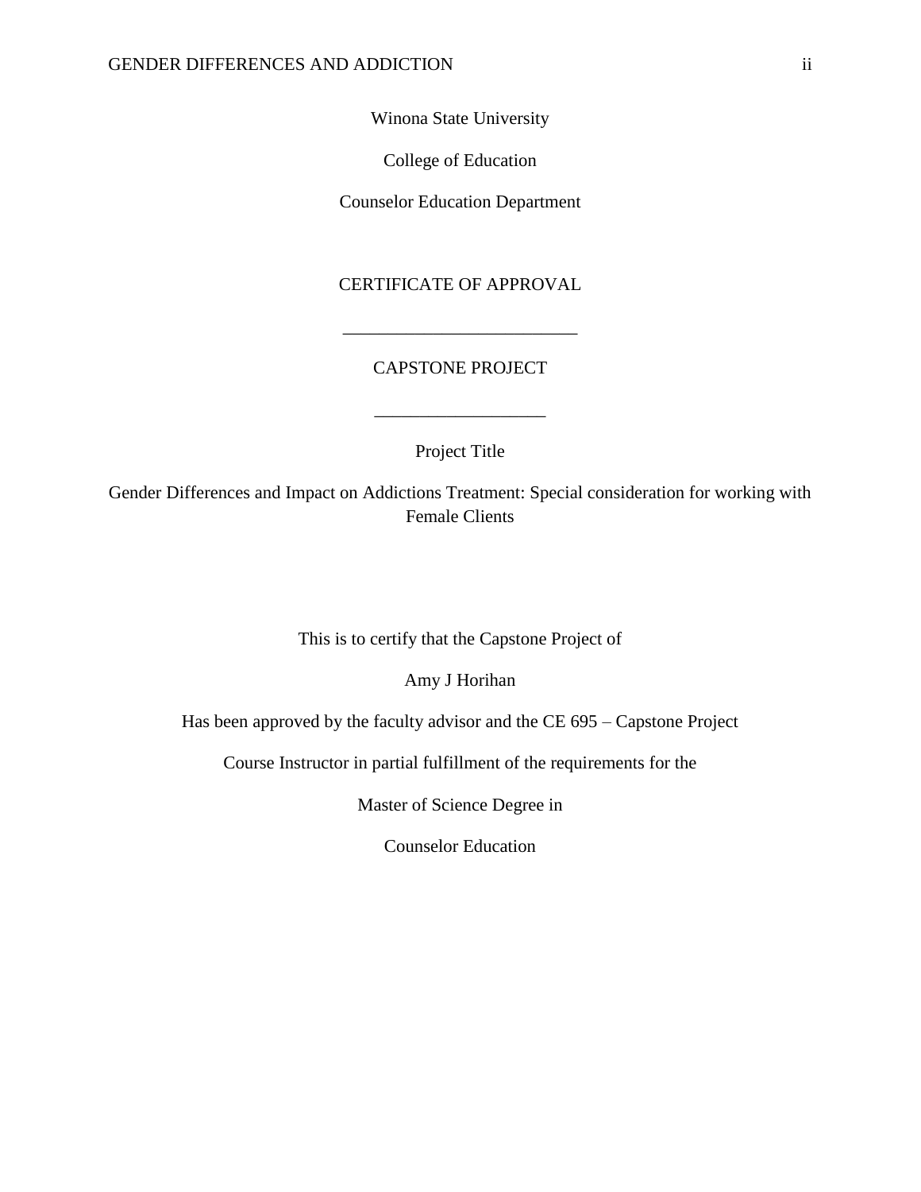Winona State University

College of Education

Counselor Education Department

CERTIFICATE OF APPROVAL

\_\_\_\_\_\_\_\_\_\_\_\_\_\_\_\_\_\_\_\_\_\_\_\_\_\_

CAPSTONE PROJECT

\_\_\_\_\_\_\_\_\_\_\_\_\_\_\_\_\_\_\_

Project Title

Gender Differences and Impact on Addictions Treatment: Special consideration for working with Female Clients

This is to certify that the Capstone Project of

Amy J Horihan

Has been approved by the faculty advisor and the CE 695 – Capstone Project

Course Instructor in partial fulfillment of the requirements for the

Master of Science Degree in

Counselor Education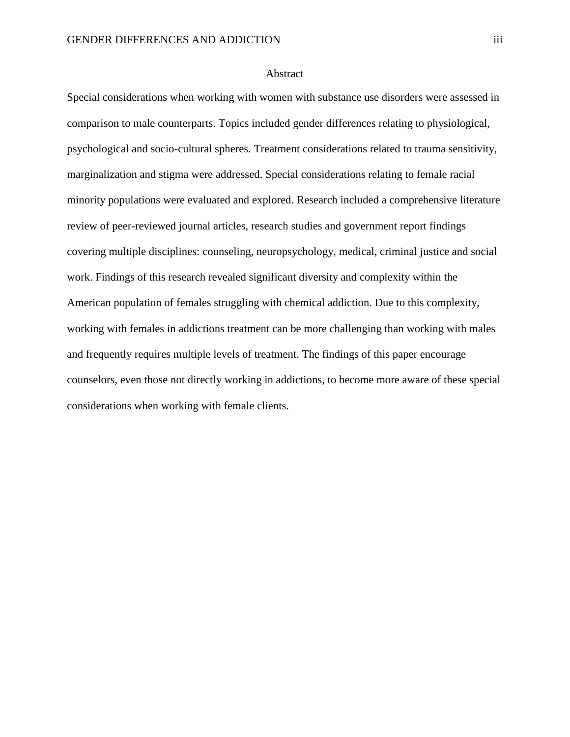# Abstract

Special considerations when working with women with substance use disorders were assessed in comparison to male counterparts. Topics included gender differences relating to physiological, psychological and socio-cultural spheres. Treatment considerations related to trauma sensitivity, marginalization and stigma were addressed. Special considerations relating to female racial minority populations were evaluated and explored. Research included a comprehensive literature review of peer-reviewed journal articles, research studies and government report findings covering multiple disciplines: counseling, neuropsychology, medical, criminal justice and social work. Findings of this research revealed significant diversity and complexity within the American population of females struggling with chemical addiction. Due to this complexity, working with females in addictions treatment can be more challenging than working with males and frequently requires multiple levels of treatment. The findings of this paper encourage counselors, even those not directly working in addictions, to become more aware of these special considerations when working with female clients.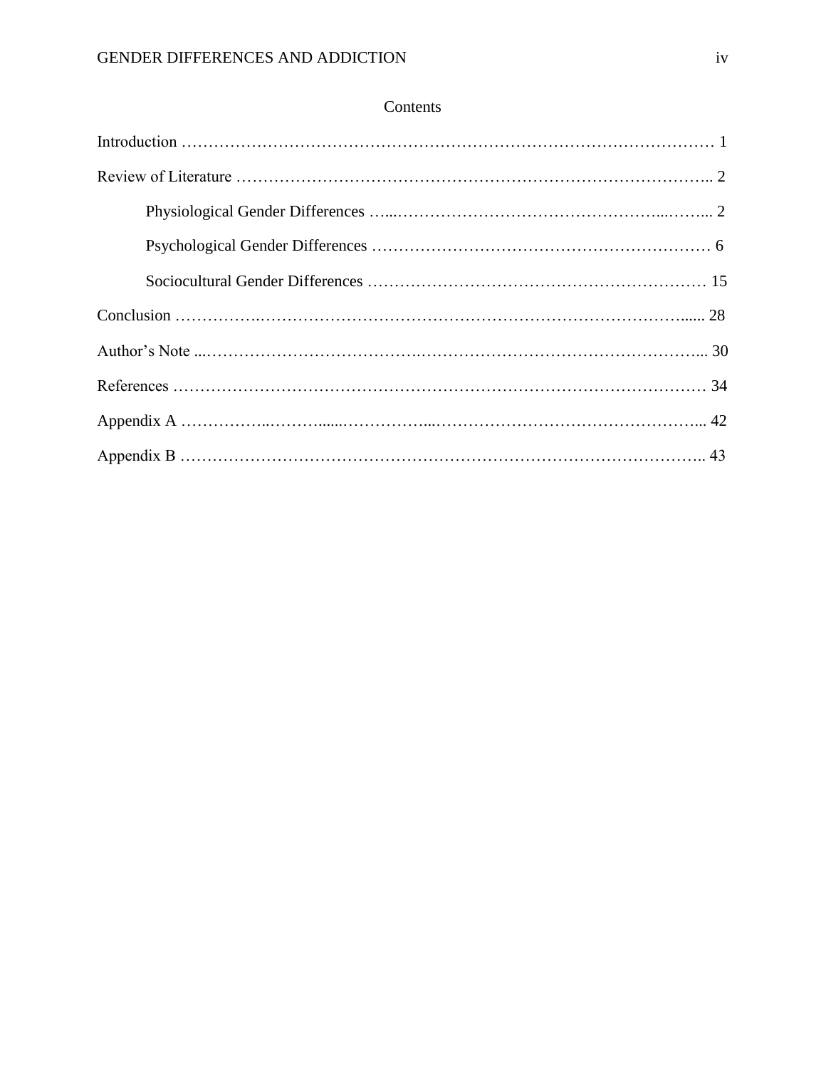# Contents

Introduction ........................................................................................ 1

Review of Literature .............................................................................. 2

- Physiological Gender Differences ........................................................ 2
- Psychological Gender Differences ....................................................... 6
- Sociocultural Gender Differences ........................................................ 15

Conclusion ............................................................................................ 28

Author's Note ........................................................................................ 30

References ............................................................................................ 34

Appendix A ........................................................................................... 42

Appendix B ........................................................................................... 43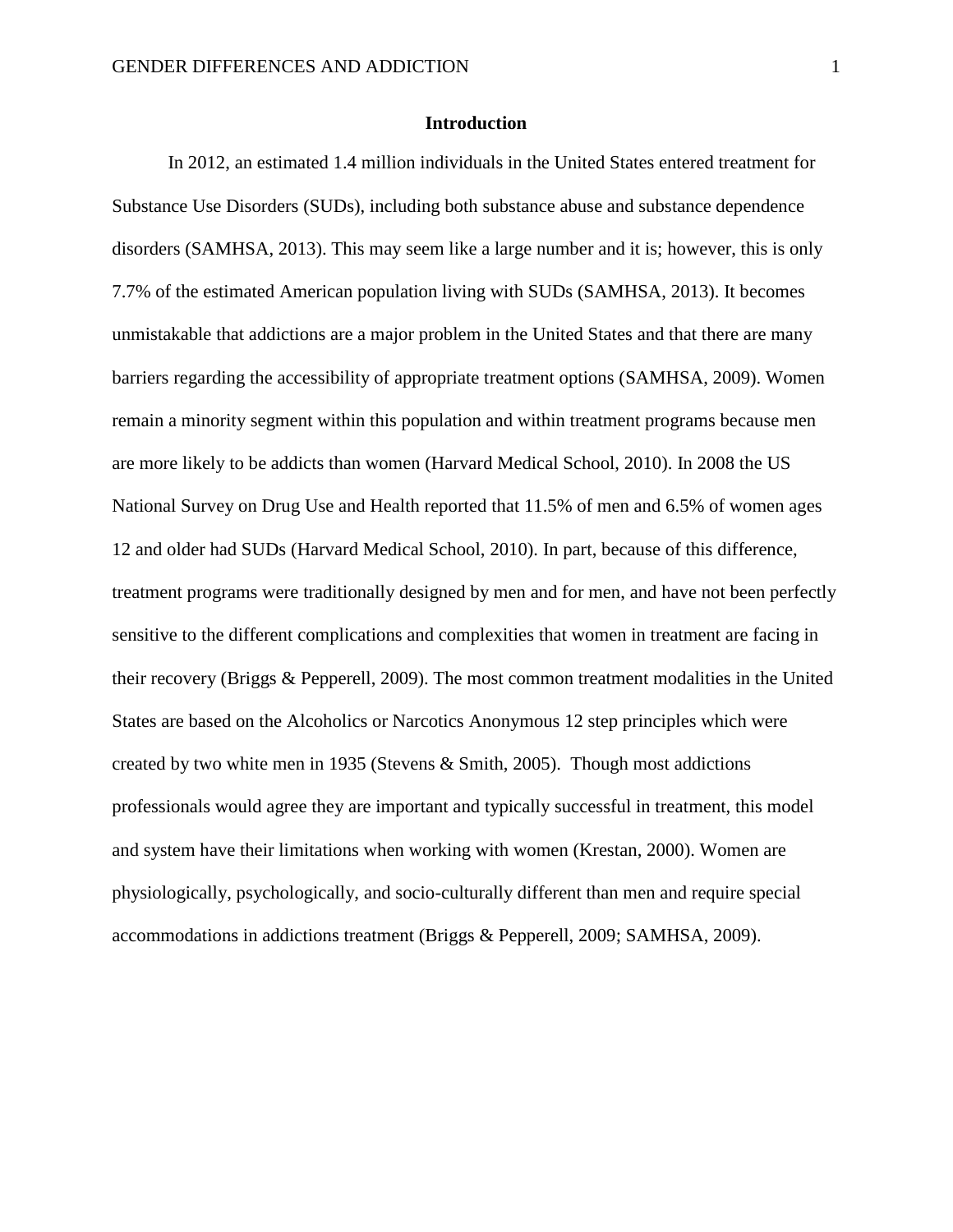# Introduction

In 2012, an estimated 1.4 million individuals in the United States entered treatment for Substance Use Disorders (SUDs), including both substance abuse and substance dependence disorders (SAMHSA, 2013). This may seem like a large number and it is; however, this is only 7.7% of the estimated American population living with SUDs (SAMHSA, 2013). It becomes unmistakable that addictions are a major problem in the United States and that there are many barriers regarding the accessibility of appropriate treatment options (SAMHSA, 2009). Women remain a minority segment within this population and within treatment programs because men are more likely to be addicts than women (Harvard Medical School, 2010). In 2008 the US National Survey on Drug Use and Health reported that 11.5% of men and 6.5% of women ages 12 and older had SUDs (Harvard Medical School, 2010). In part, because of this difference, treatment programs were traditionally designed by men and for men, and have not been perfectly sensitive to the different complications and complexities that women in treatment are facing in their recovery (Briggs & Pepperell, 2009). The most common treatment modalities in the United States are based on the Alcoholics or Narcotics Anonymous 12 step principles which were created by two white men in 1935 (Stevens & Smith, 2005). Though most addictions professionals would agree they are important and typically successful in treatment, this model and system have their limitations when working with women (Krestan, 2000). Women are physiologically, psychologically, and socio-culturally different than men and require special accommodations in addictions treatment (Briggs & Pepperell, 2009; SAMHSA, 2009).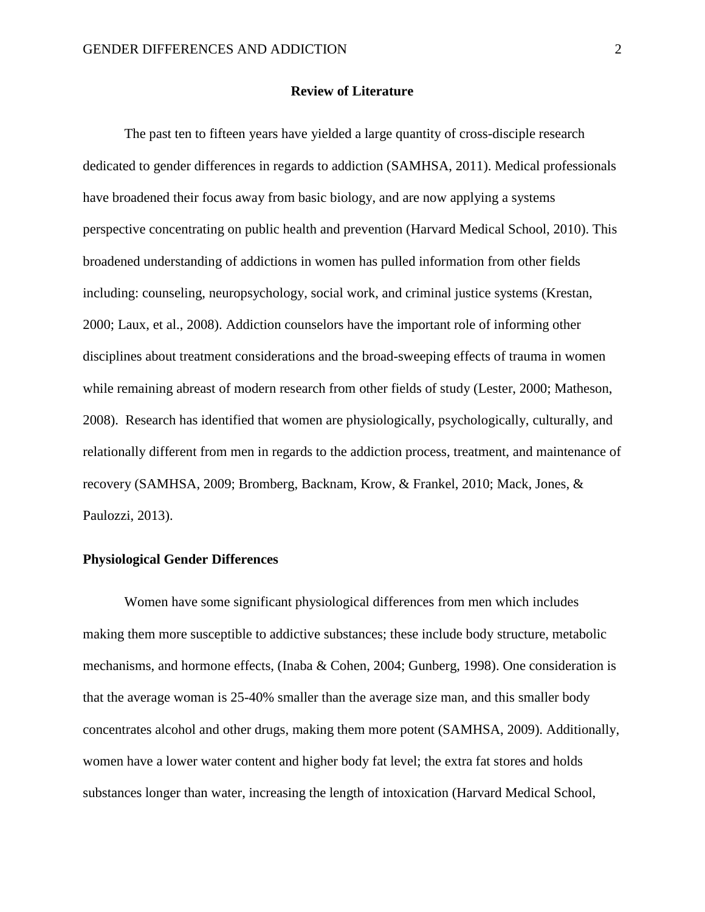## Review of Literature

The past ten to fifteen years have yielded a large quantity of cross-disciple research dedicated to gender differences in regards to addiction (SAMHSA, 2011). Medical professionals have broadened their focus away from basic biology, and are now applying a systems perspective concentrating on public health and prevention (Harvard Medical School, 2010). This broadened understanding of addictions in women has pulled information from other fields including: counseling, neuropsychology, social work, and criminal justice systems (Krestan, 2000; Laux, et al., 2008). Addiction counselors have the important role of informing other disciplines about treatment considerations and the broad-sweeping effects of trauma in women while remaining abreast of modern research from other fields of study (Lester, 2000; Matheson, 2008). Research has identified that women are physiologically, psychologically, culturally, and relationally different from men in regards to the addiction process, treatment, and maintenance of recovery (SAMHSA, 2009; Bromberg, Backnam, Krow, & Frankel, 2010; Mack, Jones, & Paulozzi, 2013).

### Physiological Gender Differences

Women have some significant physiological differences from men which includes making them more susceptible to addictive substances; these include body structure, metabolic mechanisms, and hormone effects, (Inaba & Cohen, 2004; Gunberg, 1998). One consideration is that the average woman is 25-40% smaller than the average size man, and this smaller body concentrates alcohol and other drugs, making them more potent (SAMHSA, 2009). Additionally, women have a lower water content and higher body fat level; the extra fat stores and holds substances longer than water, increasing the length of intoxication (Harvard Medical School,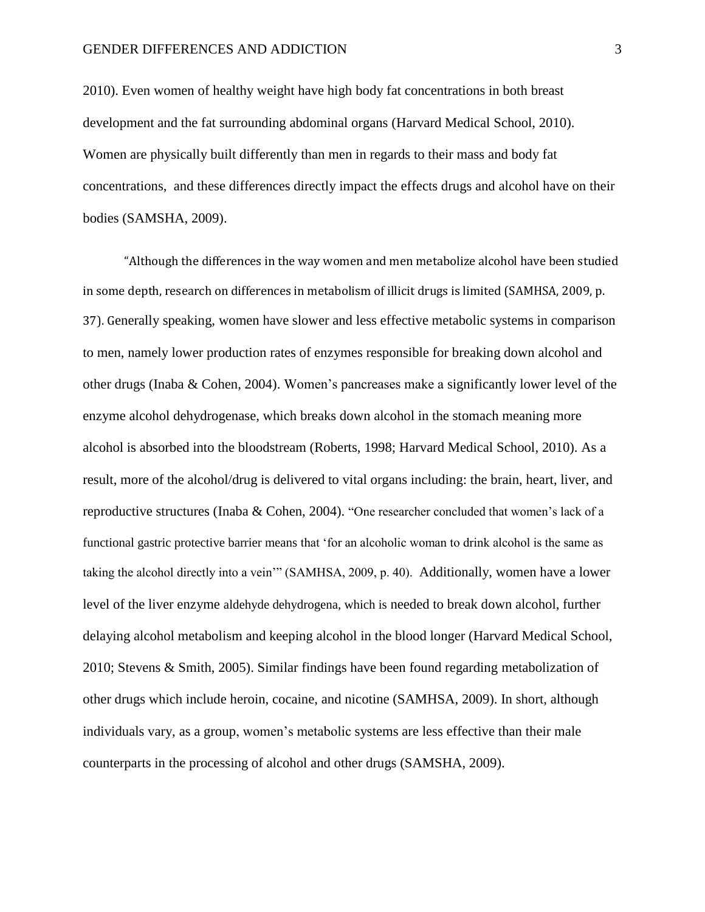2010). Even women of healthy weight have high body fat concentrations in both breast development and the fat surrounding abdominal organs (Harvard Medical School, 2010). Women are physically built differently than men in regards to their mass and body fat concentrations, and these differences directly impact the effects drugs and alcohol have on their bodies (SAMSHA, 2009).

"Although the differences in the way women and men metabolize alcohol have been studied in some depth, research on differences in metabolism of illicit drugs is limited (SAMHSA, 2009, p. 37). Generally speaking, women have slower and less effective metabolic systems in comparison to men, namely lower production rates of enzymes responsible for breaking down alcohol and other drugs (Inaba & Cohen, 2004). Women's pancreases make a significantly lower level of the enzyme alcohol dehydrogenase, which breaks down alcohol in the stomach meaning more alcohol is absorbed into the bloodstream (Roberts, 1998; Harvard Medical School, 2010). As a result, more of the alcohol/drug is delivered to vital organs including: the brain, heart, liver, and reproductive structures (Inaba & Cohen, 2004). "One researcher concluded that women's lack of a functional gastric protective barrier means that 'for an alcoholic woman to drink alcohol is the same as taking the alcohol directly into a vein'" (SAMHSA, 2009, p. 40). Additionally, women have a lower level of the liver enzyme aldehyde dehydrogena, which is needed to break down alcohol, further delaying alcohol metabolism and keeping alcohol in the blood longer (Harvard Medical School, 2010; Stevens & Smith, 2005). Similar findings have been found regarding metabolization of other drugs which include heroin, cocaine, and nicotine (SAMHSA, 2009). In short, although individuals vary, as a group, women's metabolic systems are less effective than their male counterparts in the processing of alcohol and other drugs (SAMSHA, 2009).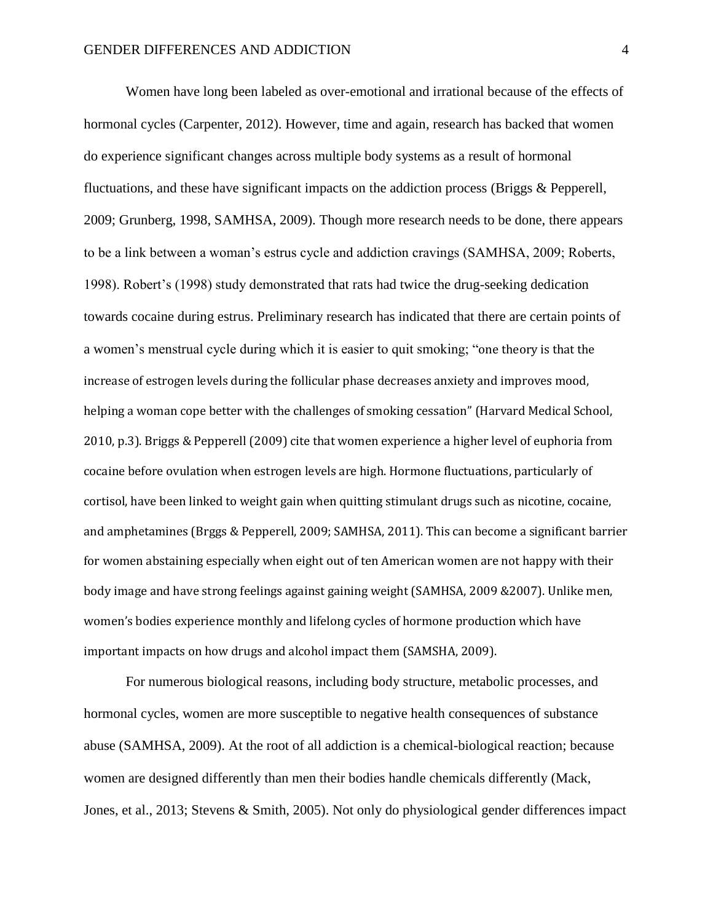Women have long been labeled as over-emotional and irrational because of the effects of hormonal cycles (Carpenter, 2012). However, time and again, research has backed that women do experience significant changes across multiple body systems as a result of hormonal fluctuations, and these have significant impacts on the addiction process (Briggs & Pepperell, 2009; Grunberg, 1998, SAMHSA, 2009). Though more research needs to be done, there appears to be a link between a woman's estrus cycle and addiction cravings (SAMHSA, 2009; Roberts, 1998). Robert's (1998) study demonstrated that rats had twice the drug-seeking dedication towards cocaine during estrus. Preliminary research has indicated that there are certain points of a women's menstrual cycle during which it is easier to quit smoking; "one theory is that the increase of estrogen levels during the follicular phase decreases anxiety and improves mood, helping a woman cope better with the challenges of smoking cessation" (Harvard Medical School, 2010, p.3). Briggs & Pepperell (2009) cite that women experience a higher level of euphoria from cocaine before ovulation when estrogen levels are high. Hormone fluctuations, particularly of cortisol, have been linked to weight gain when quitting stimulant drugs such as nicotine, cocaine, and amphetamines (Brggs & Pepperell, 2009; SAMHSA, 2011). This can become a significant barrier for women abstaining especially when eight out of ten American women are not happy with their body image and have strong feelings against gaining weight (SAMHSA, 2009 &2007). Unlike men, women's bodies experience monthly and lifelong cycles of hormone production which have important impacts on how drugs and alcohol impact them (SAMSHA, 2009).

For numerous biological reasons, including body structure, metabolic processes, and hormonal cycles, women are more susceptible to negative health consequences of substance abuse (SAMHSA, 2009). At the root of all addiction is a chemical-biological reaction; because women are designed differently than men their bodies handle chemicals differently (Mack, Jones, et al., 2013; Stevens & Smith, 2005). Not only do physiological gender differences impact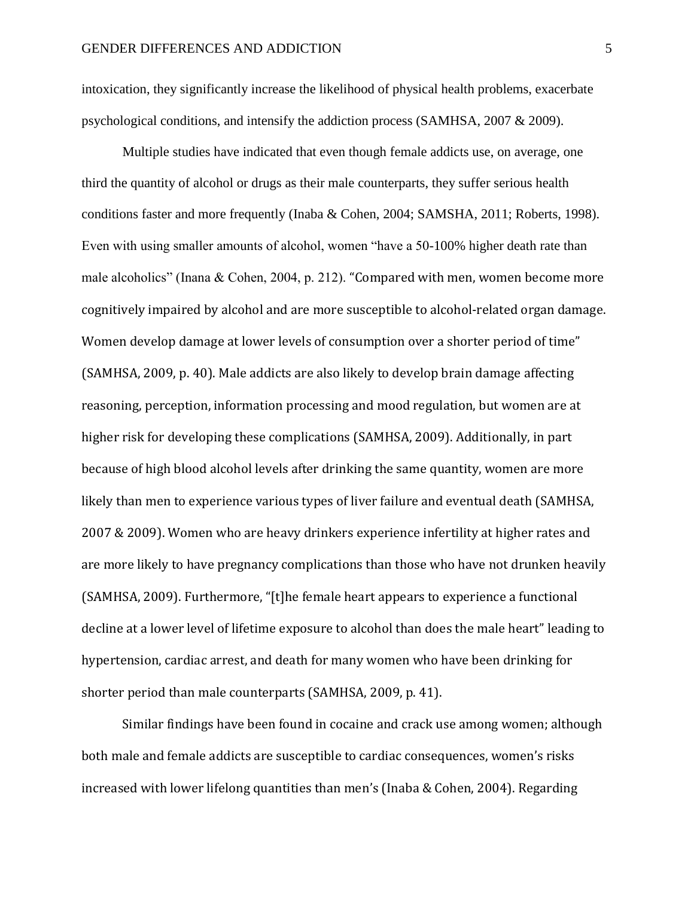intoxication, they significantly increase the likelihood of physical health problems, exacerbate psychological conditions, and intensify the addiction process (SAMHSA, 2007 & 2009).

Multiple studies have indicated that even though female addicts use, on average, one third the quantity of alcohol or drugs as their male counterparts, they suffer serious health conditions faster and more frequently (Inaba & Cohen, 2004; SAMSHA, 2011; Roberts, 1998). Even with using smaller amounts of alcohol, women "have a 50-100% higher death rate than male alcoholics" (Inana & Cohen, 2004, p. 212). "Compared with men, women become more cognitively impaired by alcohol and are more susceptible to alcohol-related organ damage. Women develop damage at lower levels of consumption over a shorter period of time" (SAMHSA, 2009, p. 40). Male addicts are also likely to develop brain damage affecting reasoning, perception, information processing and mood regulation, but women are at higher risk for developing these complications (SAMHSA, 2009). Additionally, in part because of high blood alcohol levels after drinking the same quantity, women are more likely than men to experience various types of liver failure and eventual death (SAMHSA, 2007 & 2009). Women who are heavy drinkers experience infertility at higher rates and are more likely to have pregnancy complications than those who have not drunken heavily (SAMHSA, 2009). Furthermore, "[t]he female heart appears to experience a functional decline at a lower level of lifetime exposure to alcohol than does the male heart" leading to hypertension, cardiac arrest, and death for many women who have been drinking for shorter period than male counterparts (SAMHSA, 2009, p. 41).

Similar findings have been found in cocaine and crack use among women; although both male and female addicts are susceptible to cardiac consequences, women's risks increased with lower lifelong quantities than men's (Inaba & Cohen, 2004). Regarding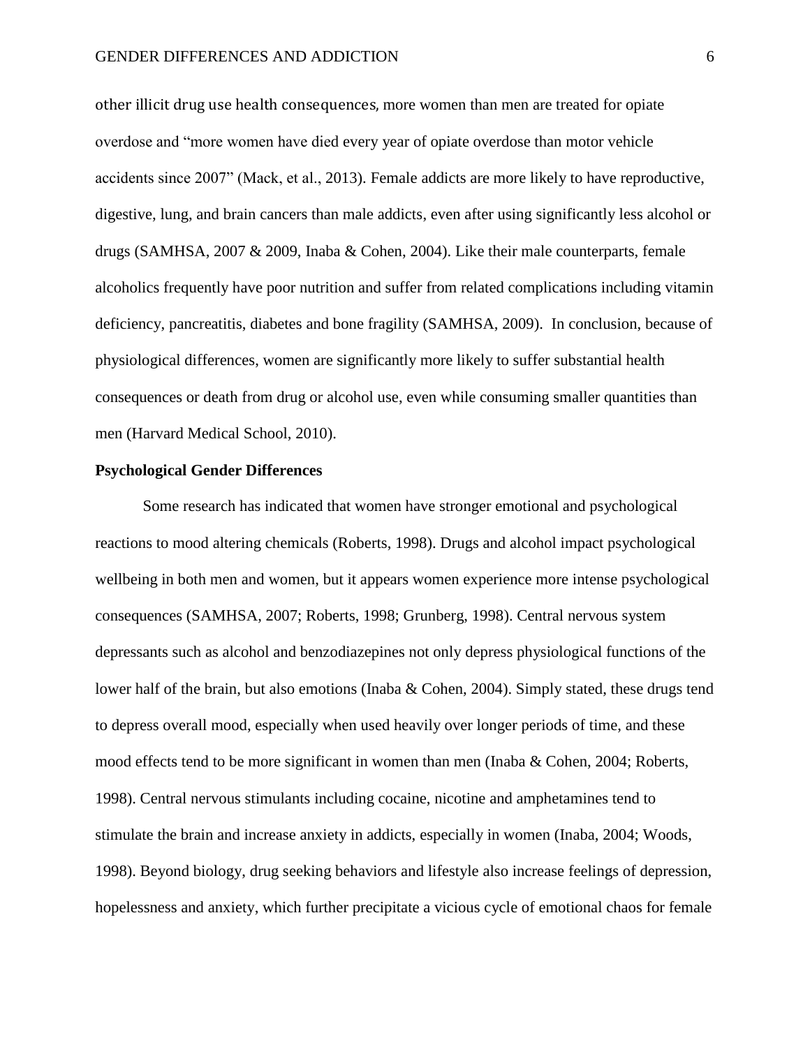other illicit drug use health consequences, more women than men are treated for opiate overdose and "more women have died every year of opiate overdose than motor vehicle accidents since 2007" (Mack, et al., 2013). Female addicts are more likely to have reproductive, digestive, lung, and brain cancers than male addicts, even after using significantly less alcohol or drugs (SAMHSA, 2007 & 2009, Inaba & Cohen, 2004). Like their male counterparts, female alcoholics frequently have poor nutrition and suffer from related complications including vitamin deficiency, pancreatitis, diabetes and bone fragility (SAMHSA, 2009). In conclusion, because of physiological differences, women are significantly more likely to suffer substantial health consequences or death from drug or alcohol use, even while consuming smaller quantities than men (Harvard Medical School, 2010).

**Psychological Gender Differences**

Some research has indicated that women have stronger emotional and psychological reactions to mood altering chemicals (Roberts, 1998). Drugs and alcohol impact psychological wellbeing in both men and women, but it appears women experience more intense psychological consequences (SAMHSA, 2007; Roberts, 1998; Grunberg, 1998). Central nervous system depressants such as alcohol and benzodiazepines not only depress physiological functions of the lower half of the brain, but also emotions (Inaba & Cohen, 2004). Simply stated, these drugs tend to depress overall mood, especially when used heavily over longer periods of time, and these mood effects tend to be more significant in women than men (Inaba & Cohen, 2004; Roberts, 1998). Central nervous stimulants including cocaine, nicotine and amphetamines tend to stimulate the brain and increase anxiety in addicts, especially in women (Inaba, 2004; Woods, 1998). Beyond biology, drug seeking behaviors and lifestyle also increase feelings of depression, hopelessness and anxiety, which further precipitate a vicious cycle of emotional chaos for female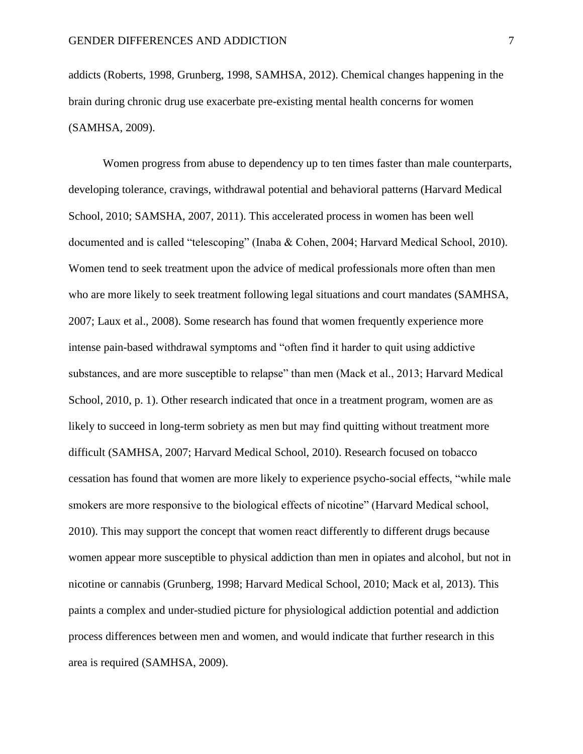addicts (Roberts, 1998, Grunberg, 1998, SAMHSA, 2012). Chemical changes happening in the brain during chronic drug use exacerbate pre-existing mental health concerns for women (SAMHSA, 2009).

Women progress from abuse to dependency up to ten times faster than male counterparts, developing tolerance, cravings, withdrawal potential and behavioral patterns (Harvard Medical School, 2010; SAMSHA, 2007, 2011). This accelerated process in women has been well documented and is called "telescoping" (Inaba & Cohen, 2004; Harvard Medical School, 2010). Women tend to seek treatment upon the advice of medical professionals more often than men who are more likely to seek treatment following legal situations and court mandates (SAMHSA, 2007; Laux et al., 2008). Some research has found that women frequently experience more intense pain-based withdrawal symptoms and "often find it harder to quit using addictive substances, and are more susceptible to relapse" than men (Mack et al., 2013; Harvard Medical School, 2010, p. 1). Other research indicated that once in a treatment program, women are as likely to succeed in long-term sobriety as men but may find quitting without treatment more difficult (SAMHSA, 2007; Harvard Medical School, 2010). Research focused on tobacco cessation has found that women are more likely to experience psycho-social effects, "while male smokers are more responsive to the biological effects of nicotine" (Harvard Medical school, 2010). This may support the concept that women react differently to different drugs because women appear more susceptible to physical addiction than men in opiates and alcohol, but not in nicotine or cannabis (Grunberg, 1998; Harvard Medical School, 2010; Mack et al, 2013). This paints a complex and under-studied picture for physiological addiction potential and addiction process differences between men and women, and would indicate that further research in this area is required (SAMHSA, 2009).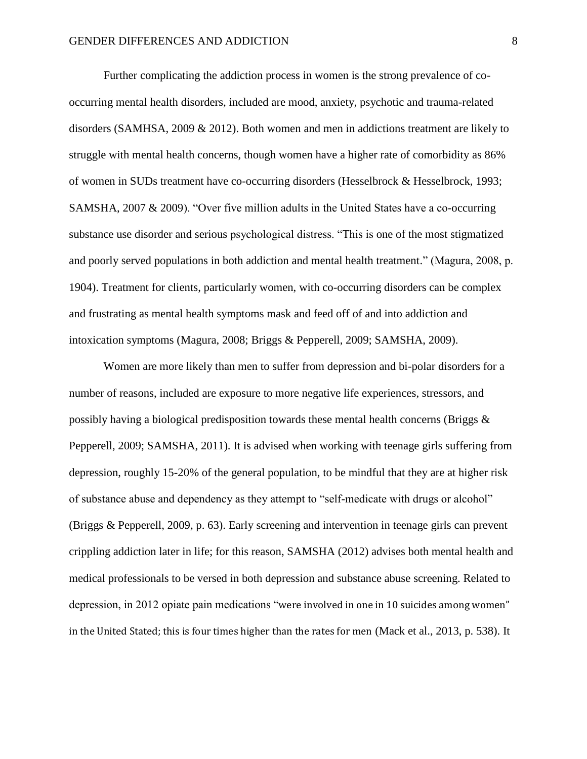Further complicating the addiction process in women is the strong prevalence of co-occurring mental health disorders, included are mood, anxiety, psychotic and trauma-related disorders (SAMHSA, 2009 & 2012). Both women and men in addictions treatment are likely to struggle with mental health concerns, though women have a higher rate of comorbidity as 86% of women in SUDs treatment have co-occurring disorders (Hesselbrock & Hesselbrock, 1993; SAMSHA, 2007 & 2009). "Over five million adults in the United States have a co-occurring substance use disorder and serious psychological distress. "This is one of the most stigmatized and poorly served populations in both addiction and mental health treatment." (Magura, 2008, p. 1904). Treatment for clients, particularly women, with co-occurring disorders can be complex and frustrating as mental health symptoms mask and feed off of and into addiction and intoxication symptoms (Magura, 2008; Briggs & Pepperell, 2009; SAMSHA, 2009).

Women are more likely than men to suffer from depression and bi-polar disorders for a number of reasons, included are exposure to more negative life experiences, stressors, and possibly having a biological predisposition towards these mental health concerns (Briggs & Pepperell, 2009; SAMSHA, 2011). It is advised when working with teenage girls suffering from depression, roughly 15-20% of the general population, to be mindful that they are at higher risk of substance abuse and dependency as they attempt to "self-medicate with drugs or alcohol" (Briggs & Pepperell, 2009, p. 63). Early screening and intervention in teenage girls can prevent crippling addiction later in life; for this reason, SAMSHA (2012) advises both mental health and medical professionals to be versed in both depression and substance abuse screening. Related to depression, in 2012 opiate pain medications "were involved in one in 10 suicides among women" in the United Stated; this is four times higher than the rates for men (Mack et al., 2013, p. 538). It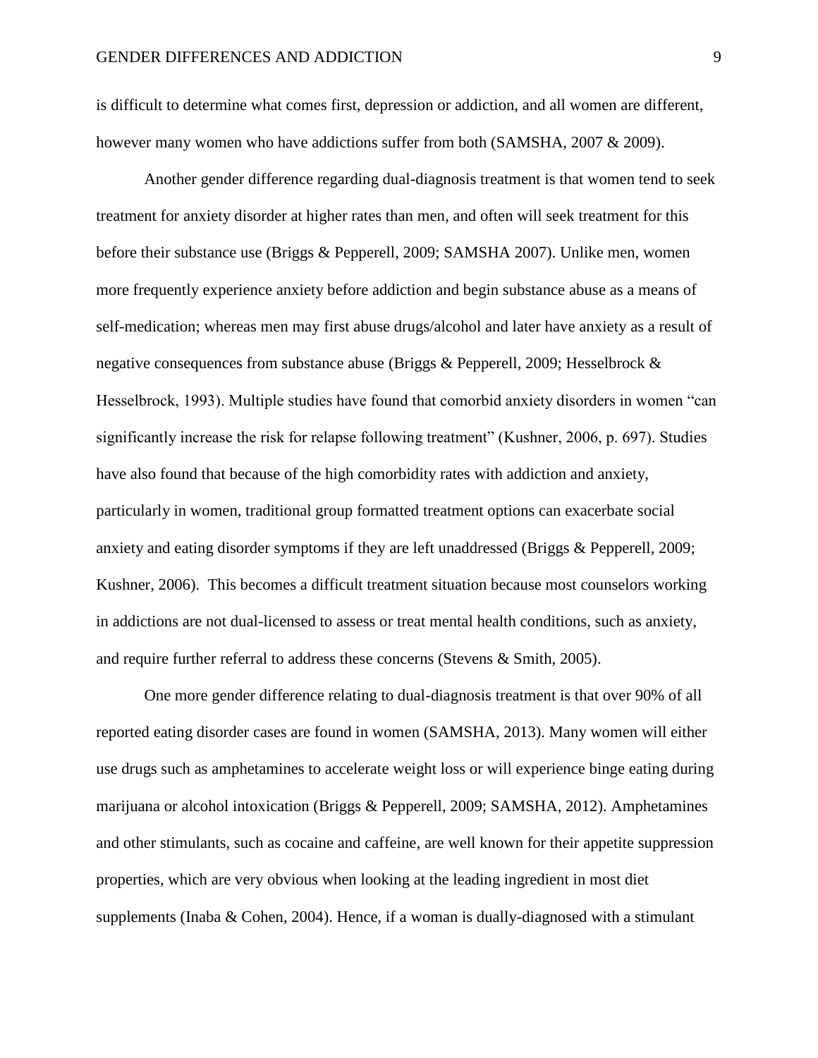is difficult to determine what comes first, depression or addiction, and all women are different, however many women who have addictions suffer from both (SAMSHA, 2007 & 2009).

Another gender difference regarding dual-diagnosis treatment is that women tend to seek treatment for anxiety disorder at higher rates than men, and often will seek treatment for this before their substance use (Briggs & Pepperell, 2009; SAMSHA 2007). Unlike men, women more frequently experience anxiety before addiction and begin substance abuse as a means of self-medication; whereas men may first abuse drugs/alcohol and later have anxiety as a result of negative consequences from substance abuse (Briggs & Pepperell, 2009; Hesselbrock & Hesselbrock, 1993). Multiple studies have found that comorbid anxiety disorders in women "can significantly increase the risk for relapse following treatment" (Kushner, 2006, p. 697). Studies have also found that because of the high comorbidity rates with addiction and anxiety, particularly in women, traditional group formatted treatment options can exacerbate social anxiety and eating disorder symptoms if they are left unaddressed (Briggs & Pepperell, 2009; Kushner, 2006). This becomes a difficult treatment situation because most counselors working in addictions are not dual-licensed to assess or treat mental health conditions, such as anxiety, and require further referral to address these concerns (Stevens & Smith, 2005).

One more gender difference relating to dual-diagnosis treatment is that over 90% of all reported eating disorder cases are found in women (SAMSHA, 2013). Many women will either use drugs such as amphetamines to accelerate weight loss or will experience binge eating during marijuana or alcohol intoxication (Briggs & Pepperell, 2009; SAMSHA, 2012). Amphetamines and other stimulants, such as cocaine and caffeine, are well known for their appetite suppression properties, which are very obvious when looking at the leading ingredient in most diet supplements (Inaba & Cohen, 2004). Hence, if a woman is dually-diagnosed with a stimulant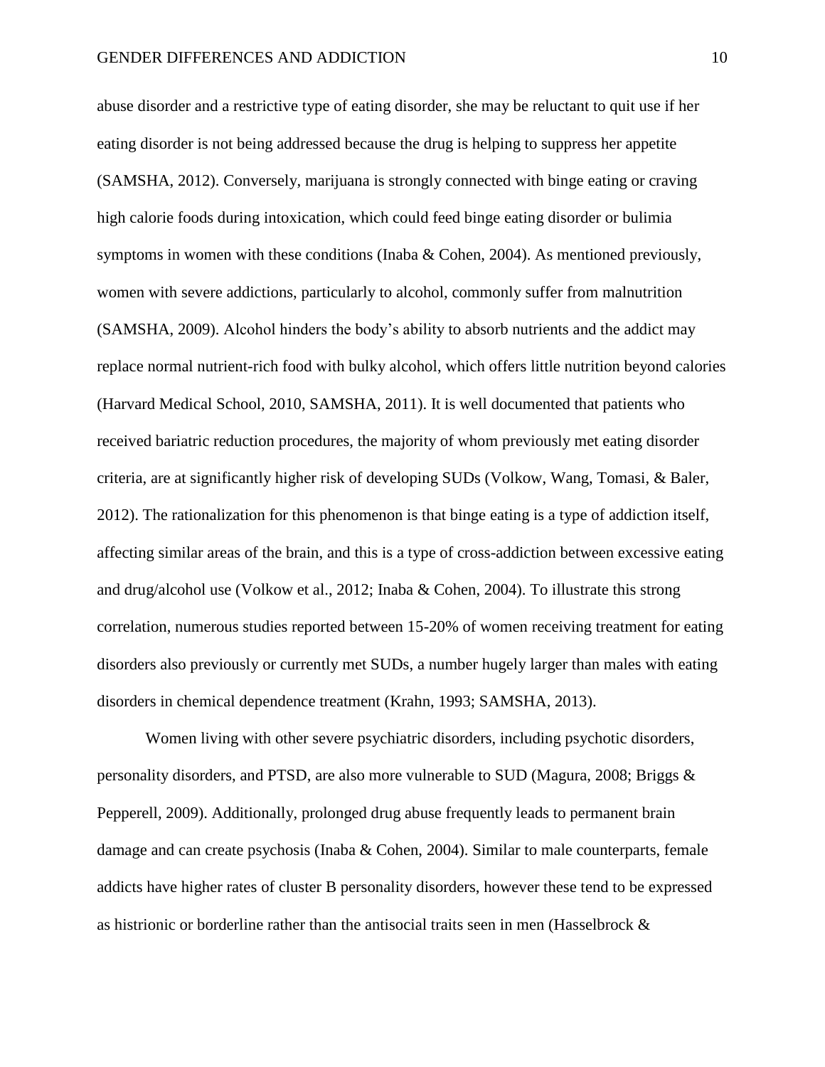abuse disorder and a restrictive type of eating disorder, she may be reluctant to quit use if her eating disorder is not being addressed because the drug is helping to suppress her appetite (SAMSHA, 2012). Conversely, marijuana is strongly connected with binge eating or craving high calorie foods during intoxication, which could feed binge eating disorder or bulimia symptoms in women with these conditions (Inaba & Cohen, 2004). As mentioned previously, women with severe addictions, particularly to alcohol, commonly suffer from malnutrition (SAMSHA, 2009). Alcohol hinders the body's ability to absorb nutrients and the addict may replace normal nutrient-rich food with bulky alcohol, which offers little nutrition beyond calories (Harvard Medical School, 2010, SAMSHA, 2011). It is well documented that patients who received bariatric reduction procedures, the majority of whom previously met eating disorder criteria, are at significantly higher risk of developing SUDs (Volkow, Wang, Tomasi, & Baler, 2012). The rationalization for this phenomenon is that binge eating is a type of addiction itself, affecting similar areas of the brain, and this is a type of cross-addiction between excessive eating and drug/alcohol use (Volkow et al., 2012; Inaba & Cohen, 2004). To illustrate this strong correlation, numerous studies reported between 15-20% of women receiving treatment for eating disorders also previously or currently met SUDs, a number hugely larger than males with eating disorders in chemical dependence treatment (Krahn, 1993; SAMSHA, 2013).

Women living with other severe psychiatric disorders, including psychotic disorders, personality disorders, and PTSD, are also more vulnerable to SUD (Magura, 2008; Briggs & Pepperell, 2009). Additionally, prolonged drug abuse frequently leads to permanent brain damage and can create psychosis (Inaba & Cohen, 2004). Similar to male counterparts, female addicts have higher rates of cluster B personality disorders, however these tend to be expressed as histrionic or borderline rather than the antisocial traits seen in men (Hasselbrock &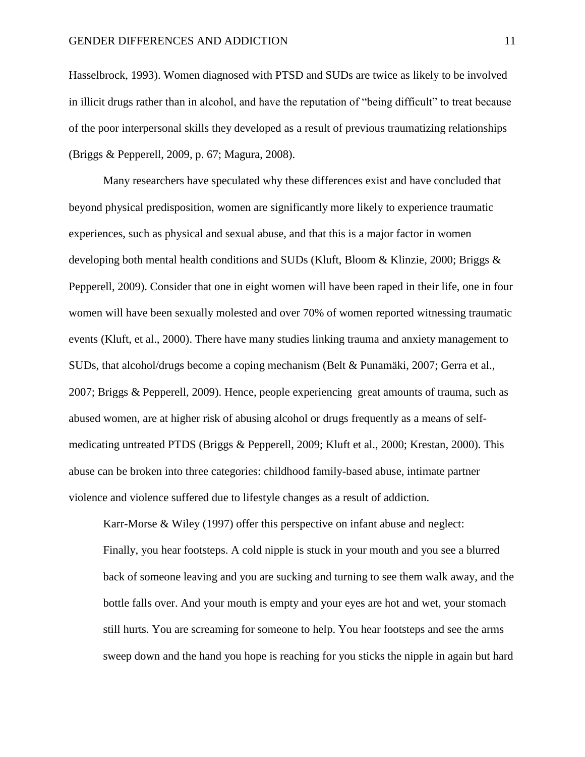Hasselbrock, 1993). Women diagnosed with PTSD and SUDs are twice as likely to be involved in illicit drugs rather than in alcohol, and have the reputation of "being difficult" to treat because of the poor interpersonal skills they developed as a result of previous traumatizing relationships (Briggs & Pepperell, 2009, p. 67; Magura, 2008).

Many researchers have speculated why these differences exist and have concluded that beyond physical predisposition, women are significantly more likely to experience traumatic experiences, such as physical and sexual abuse, and that this is a major factor in women developing both mental health conditions and SUDs (Kluft, Bloom & Klinzie, 2000; Briggs & Pepperell, 2009). Consider that one in eight women will have been raped in their life, one in four women will have been sexually molested and over 70% of women reported witnessing traumatic events (Kluft, et al., 2000). There have many studies linking trauma and anxiety management to SUDs, that alcohol/drugs become a coping mechanism (Belt & Punamäki, 2007; Gerra et al., 2007; Briggs & Pepperell, 2009). Hence, people experiencing great amounts of trauma, such as abused women, are at higher risk of abusing alcohol or drugs frequently as a means of self-medicating untreated PTDS (Briggs & Pepperell, 2009; Kluft et al., 2000; Krestan, 2000). This abuse can be broken into three categories: childhood family-based abuse, intimate partner violence and violence suffered due to lifestyle changes as a result of addiction.

Karr-Morse & Wiley (1997) offer this perspective on infant abuse and neglect:

> Finally, you hear footsteps. A cold nipple is stuck in your mouth and you see a blurred back of someone leaving and you are sucking and turning to see them walk away, and the bottle falls over. And your mouth is empty and your eyes are hot and wet, your stomach still hurts. You are screaming for someone to help. You hear footsteps and see the arms sweep down and the hand you hope is reaching for you sticks the nipple in again but hard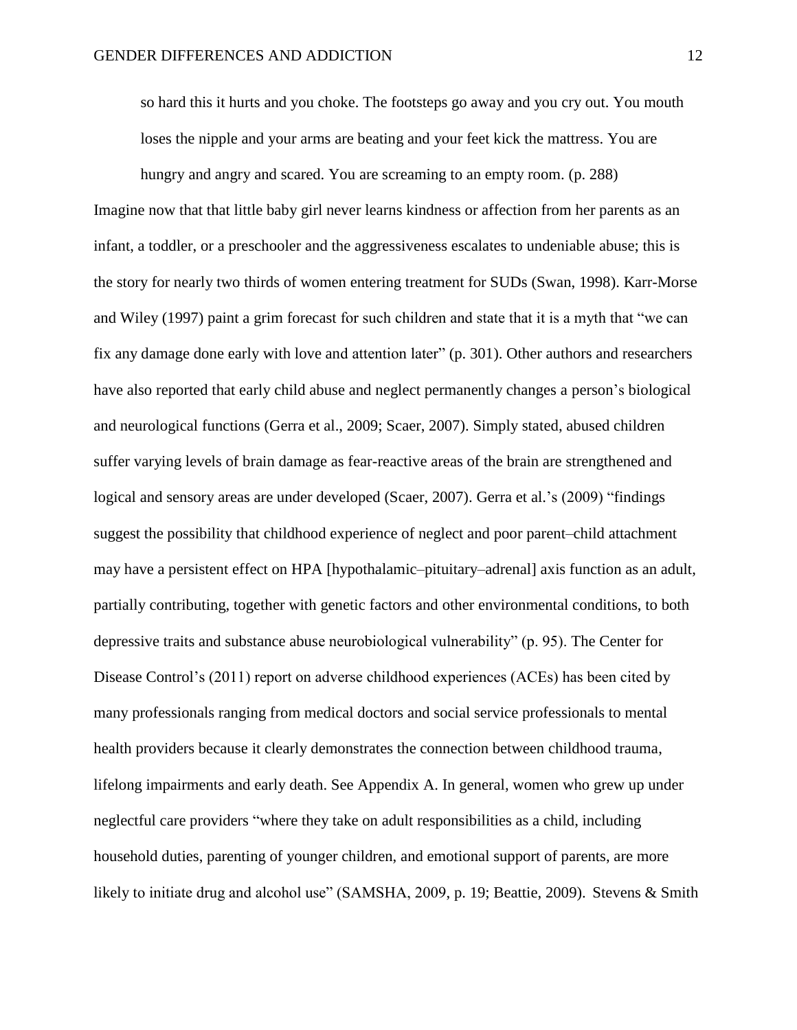> so hard this it hurts and you choke. The footsteps go away and you cry out. You mouth loses the nipple and your arms are beating and your feet kick the mattress. You are hungry and angry and scared. You are screaming to an empty room. (p. 288)

Imagine now that that little baby girl never learns kindness or affection from her parents as an infant, a toddler, or a preschooler and the aggressiveness escalates to undeniable abuse; this is the story for nearly two thirds of women entering treatment for SUDs (Swan, 1998). Karr-Morse and Wiley (1997) paint a grim forecast for such children and state that it is a myth that "we can fix any damage done early with love and attention later" (p. 301). Other authors and researchers have also reported that early child abuse and neglect permanently changes a person's biological and neurological functions (Gerra et al., 2009; Scaer, 2007). Simply stated, abused children suffer varying levels of brain damage as fear-reactive areas of the brain are strengthened and logical and sensory areas are under developed (Scaer, 2007). Gerra et al.'s (2009) "findings suggest the possibility that childhood experience of neglect and poor parent–child attachment may have a persistent effect on HPA [hypothalamic–pituitary–adrenal] axis function as an adult, partially contributing, together with genetic factors and other environmental conditions, to both depressive traits and substance abuse neurobiological vulnerability" (p. 95). The Center for Disease Control's (2011) report on adverse childhood experiences (ACEs) has been cited by many professionals ranging from medical doctors and social service professionals to mental health providers because it clearly demonstrates the connection between childhood trauma, lifelong impairments and early death. See Appendix A. In general, women who grew up under neglectful care providers "where they take on adult responsibilities as a child, including household duties, parenting of younger children, and emotional support of parents, are more likely to initiate drug and alcohol use" (SAMSHA, 2009, p. 19; Beattie, 2009). Stevens & Smith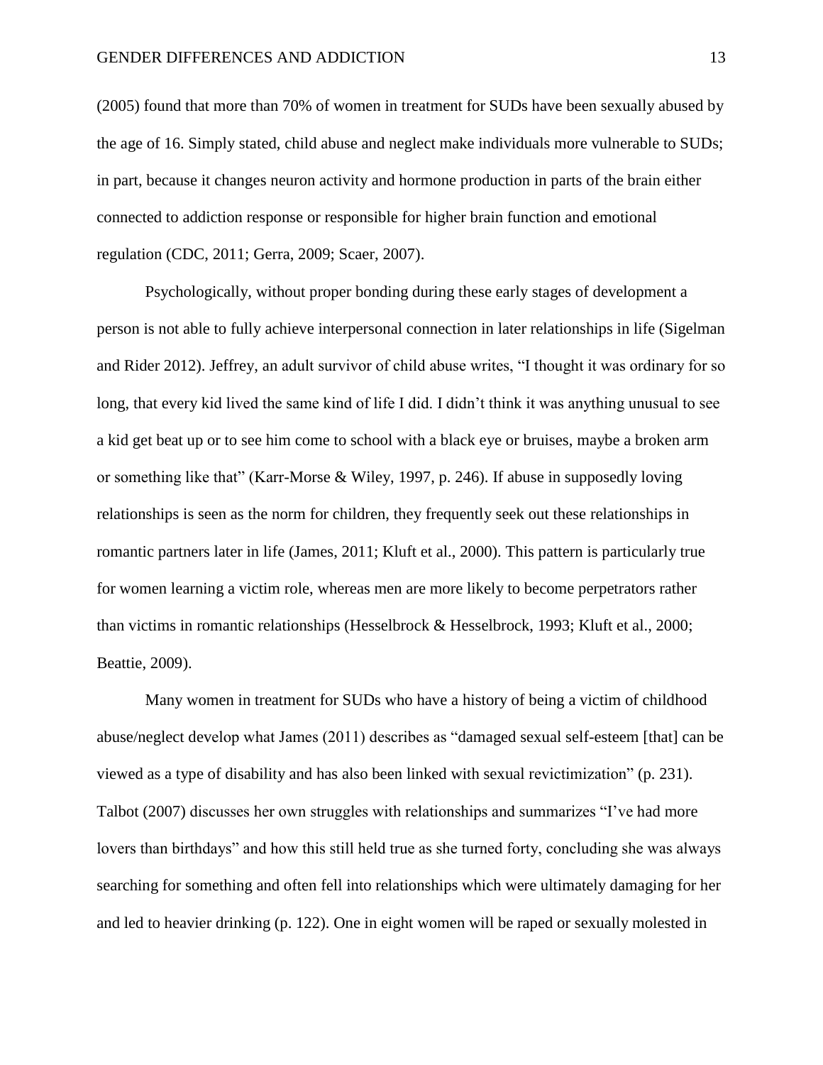(2005) found that more than 70% of women in treatment for SUDs have been sexually abused by the age of 16. Simply stated, child abuse and neglect make individuals more vulnerable to SUDs; in part, because it changes neuron activity and hormone production in parts of the brain either connected to addiction response or responsible for higher brain function and emotional regulation (CDC, 2011; Gerra, 2009; Scaer, 2007).

Psychologically, without proper bonding during these early stages of development a person is not able to fully achieve interpersonal connection in later relationships in life (Sigelman and Rider 2012). Jeffrey, an adult survivor of child abuse writes, "I thought it was ordinary for so long, that every kid lived the same kind of life I did. I didn't think it was anything unusual to see a kid get beat up or to see him come to school with a black eye or bruises, maybe a broken arm or something like that" (Karr-Morse & Wiley, 1997, p. 246). If abuse in supposedly loving relationships is seen as the norm for children, they frequently seek out these relationships in romantic partners later in life (James, 2011; Kluft et al., 2000). This pattern is particularly true for women learning a victim role, whereas men are more likely to become perpetrators rather than victims in romantic relationships (Hesselbrock & Hesselbrock, 1993; Kluft et al., 2000; Beattie, 2009).

Many women in treatment for SUDs who have a history of being a victim of childhood abuse/neglect develop what James (2011) describes as "damaged sexual self-esteem [that] can be viewed as a type of disability and has also been linked with sexual revictimization" (p. 231). Talbot (2007) discusses her own struggles with relationships and summarizes "I've had more lovers than birthdays" and how this still held true as she turned forty, concluding she was always searching for something and often fell into relationships which were ultimately damaging for her and led to heavier drinking (p. 122). One in eight women will be raped or sexually molested in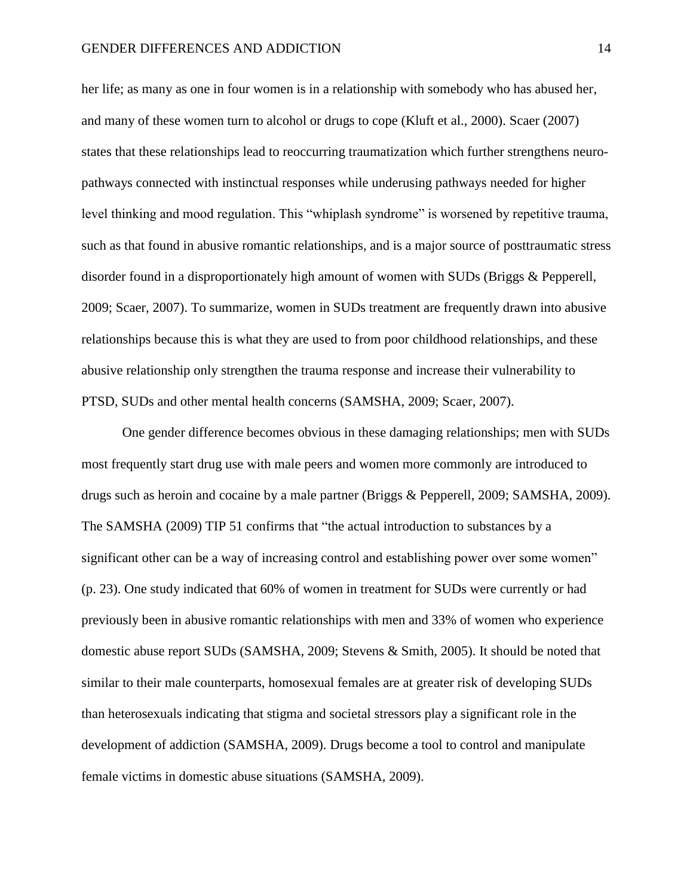her life; as many as one in four women is in a relationship with somebody who has abused her, and many of these women turn to alcohol or drugs to cope (Kluft et al., 2000). Scaer (2007) states that these relationships lead to reoccurring traumatization which further strengthens neuro-pathways connected with instinctual responses while underusing pathways needed for higher level thinking and mood regulation. This "whiplash syndrome" is worsened by repetitive trauma, such as that found in abusive romantic relationships, and is a major source of posttraumatic stress disorder found in a disproportionately high amount of women with SUDs (Briggs & Pepperell, 2009; Scaer, 2007). To summarize, women in SUDs treatment are frequently drawn into abusive relationships because this is what they are used to from poor childhood relationships, and these abusive relationship only strengthen the trauma response and increase their vulnerability to PTSD, SUDs and other mental health concerns (SAMSHA, 2009; Scaer, 2007).

One gender difference becomes obvious in these damaging relationships; men with SUDs most frequently start drug use with male peers and women more commonly are introduced to drugs such as heroin and cocaine by a male partner (Briggs & Pepperell, 2009; SAMSHA, 2009). The SAMSHA (2009) TIP 51 confirms that "the actual introduction to substances by a significant other can be a way of increasing control and establishing power over some women" (p. 23). One study indicated that 60% of women in treatment for SUDs were currently or had previously been in abusive romantic relationships with men and 33% of women who experience domestic abuse report SUDs (SAMSHA, 2009; Stevens & Smith, 2005). It should be noted that similar to their male counterparts, homosexual females are at greater risk of developing SUDs than heterosexuals indicating that stigma and societal stressors play a significant role in the development of addiction (SAMSHA, 2009). Drugs become a tool to control and manipulate female victims in domestic abuse situations (SAMSHA, 2009).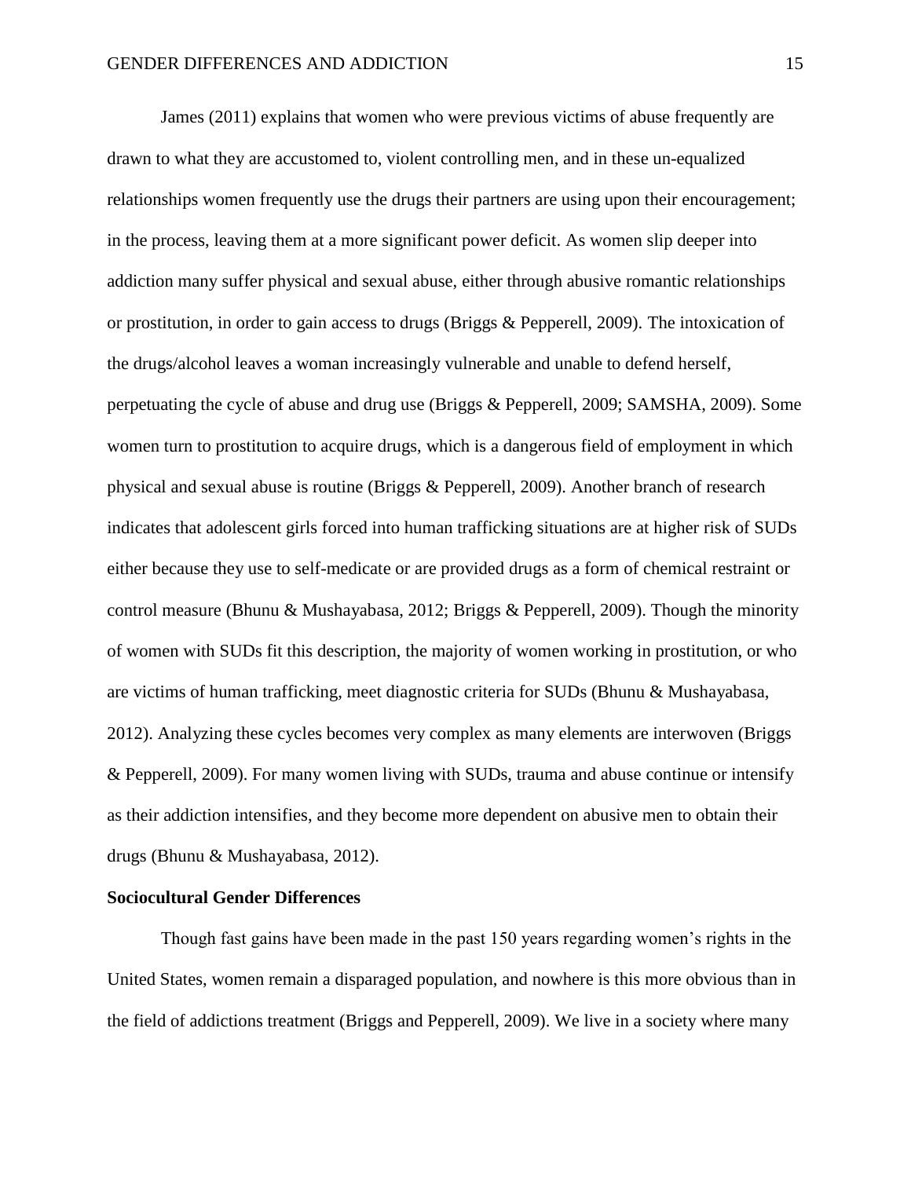James (2011) explains that women who were previous victims of abuse frequently are drawn to what they are accustomed to, violent controlling men, and in these un-equalized relationships women frequently use the drugs their partners are using upon their encouragement; in the process, leaving them at a more significant power deficit. As women slip deeper into addiction many suffer physical and sexual abuse, either through abusive romantic relationships or prostitution, in order to gain access to drugs (Briggs & Pepperell, 2009). The intoxication of the drugs/alcohol leaves a woman increasingly vulnerable and unable to defend herself, perpetuating the cycle of abuse and drug use (Briggs & Pepperell, 2009; SAMSHA, 2009). Some women turn to prostitution to acquire drugs, which is a dangerous field of employment in which physical and sexual abuse is routine (Briggs & Pepperell, 2009). Another branch of research indicates that adolescent girls forced into human trafficking situations are at higher risk of SUDs either because they use to self-medicate or are provided drugs as a form of chemical restraint or control measure (Bhunu & Mushayabasa, 2012; Briggs & Pepperell, 2009). Though the minority of women with SUDs fit this description, the majority of women working in prostitution, or who are victims of human trafficking, meet diagnostic criteria for SUDs (Bhunu & Mushayabasa, 2012). Analyzing these cycles becomes very complex as many elements are interwoven (Briggs & Pepperell, 2009). For many women living with SUDs, trauma and abuse continue or intensify as their addiction intensifies, and they become more dependent on abusive men to obtain their drugs (Bhunu & Mushayabasa, 2012).

**Sociocultural Gender Differences**

Though fast gains have been made in the past 150 years regarding women's rights in the United States, women remain a disparaged population, and nowhere is this more obvious than in the field of addictions treatment (Briggs and Pepperell, 2009). We live in a society where many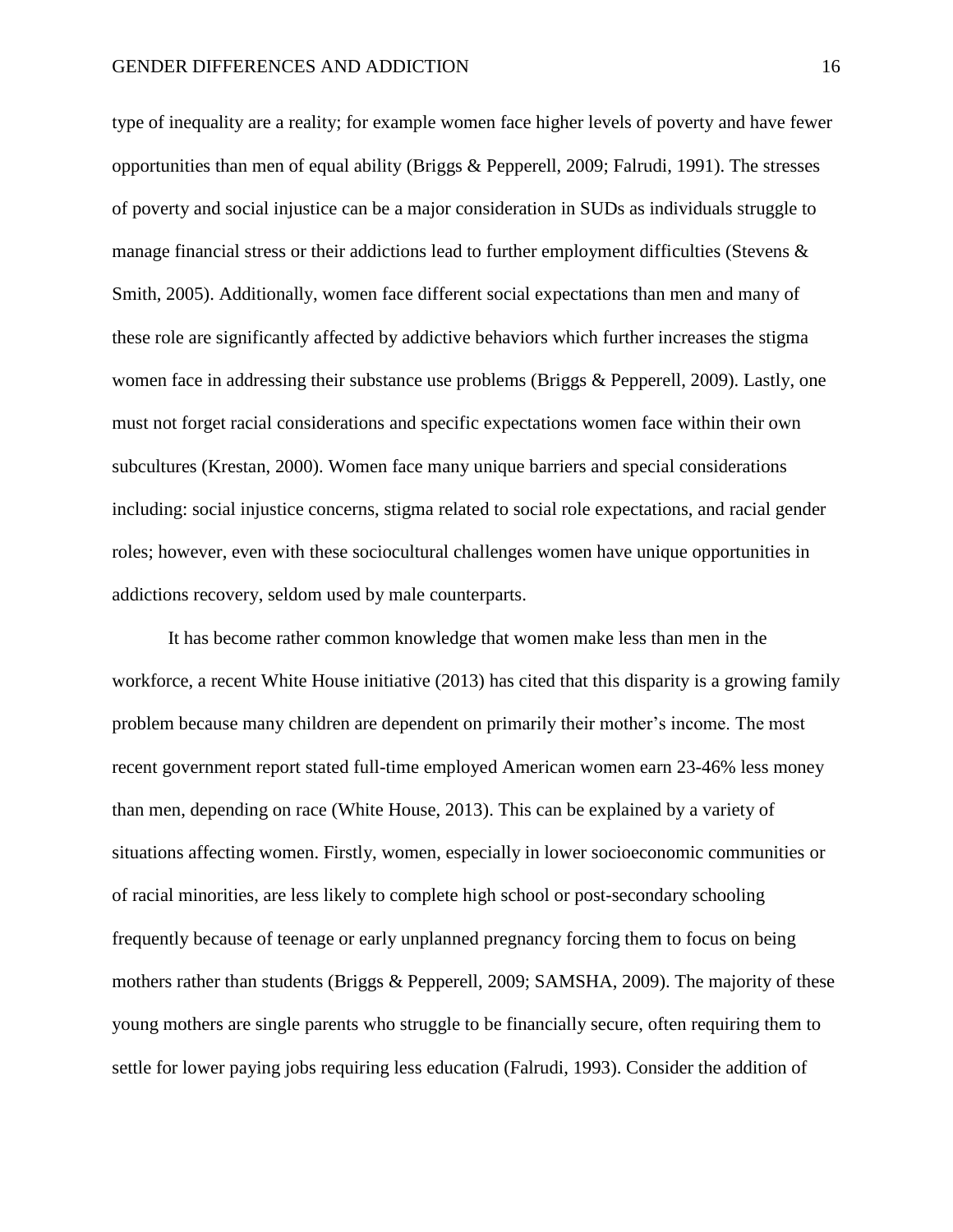type of inequality are a reality; for example women face higher levels of poverty and have fewer opportunities than men of equal ability (Briggs & Pepperell, 2009; Falrudi, 1991). The stresses of poverty and social injustice can be a major consideration in SUDs as individuals struggle to manage financial stress or their addictions lead to further employment difficulties (Stevens & Smith, 2005). Additionally, women face different social expectations than men and many of these role are significantly affected by addictive behaviors which further increases the stigma women face in addressing their substance use problems (Briggs & Pepperell, 2009). Lastly, one must not forget racial considerations and specific expectations women face within their own subcultures (Krestan, 2000). Women face many unique barriers and special considerations including: social injustice concerns, stigma related to social role expectations, and racial gender roles; however, even with these sociocultural challenges women have unique opportunities in addictions recovery, seldom used by male counterparts.

It has become rather common knowledge that women make less than men in the workforce, a recent White House initiative (2013) has cited that this disparity is a growing family problem because many children are dependent on primarily their mother's income. The most recent government report stated full-time employed American women earn 23-46% less money than men, depending on race (White House, 2013). This can be explained by a variety of situations affecting women. Firstly, women, especially in lower socioeconomic communities or of racial minorities, are less likely to complete high school or post-secondary schooling frequently because of teenage or early unplanned pregnancy forcing them to focus on being mothers rather than students (Briggs & Pepperell, 2009; SAMSHA, 2009). The majority of these young mothers are single parents who struggle to be financially secure, often requiring them to settle for lower paying jobs requiring less education (Falrudi, 1993). Consider the addition of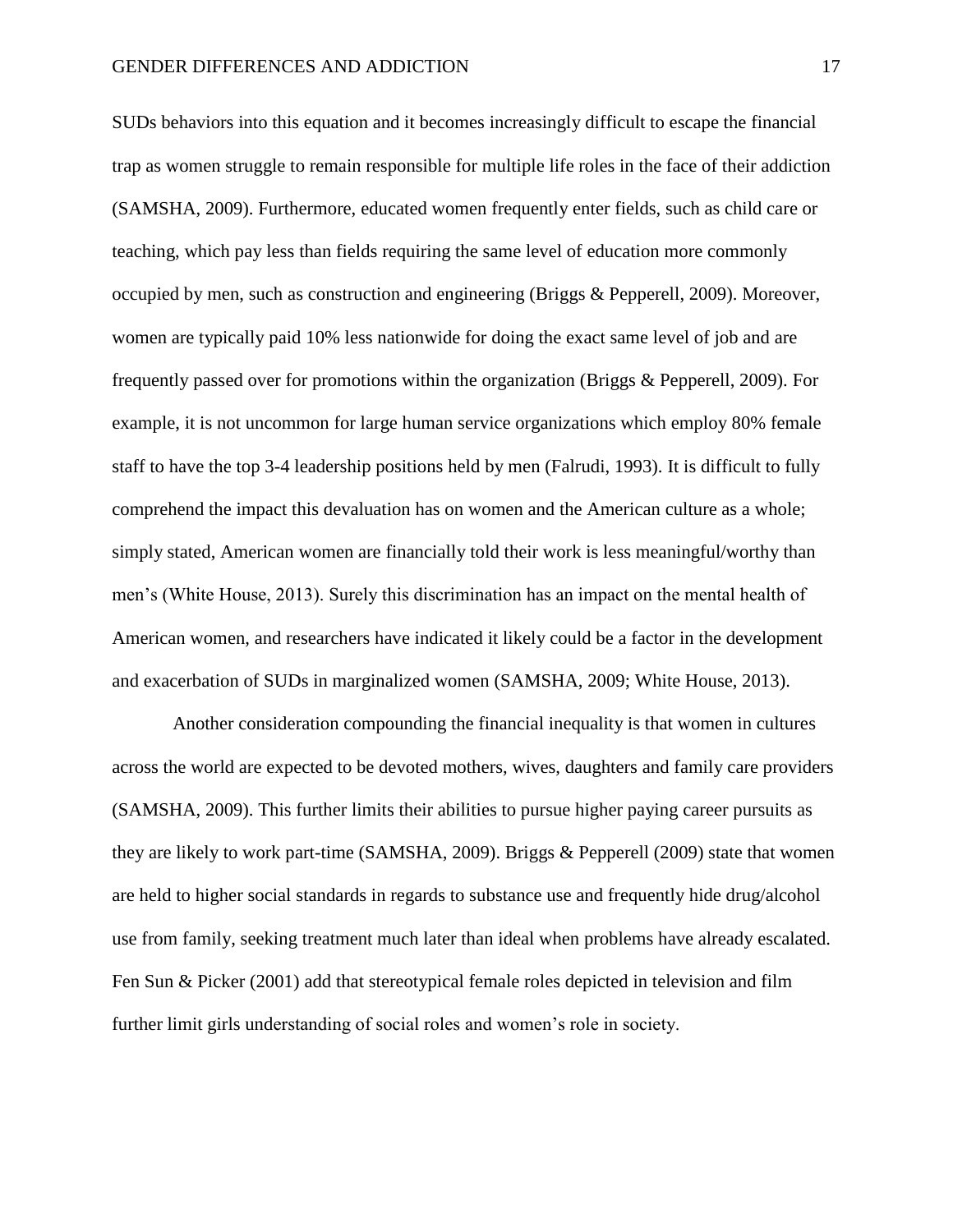SUDs behaviors into this equation and it becomes increasingly difficult to escape the financial trap as women struggle to remain responsible for multiple life roles in the face of their addiction (SAMSHA, 2009). Furthermore, educated women frequently enter fields, such as child care or teaching, which pay less than fields requiring the same level of education more commonly occupied by men, such as construction and engineering (Briggs & Pepperell, 2009). Moreover, women are typically paid 10% less nationwide for doing the exact same level of job and are frequently passed over for promotions within the organization (Briggs & Pepperell, 2009). For example, it is not uncommon for large human service organizations which employ 80% female staff to have the top 3-4 leadership positions held by men (Falrudi, 1993). It is difficult to fully comprehend the impact this devaluation has on women and the American culture as a whole; simply stated, American women are financially told their work is less meaningful/worthy than men's (White House, 2013). Surely this discrimination has an impact on the mental health of American women, and researchers have indicated it likely could be a factor in the development and exacerbation of SUDs in marginalized women (SAMSHA, 2009; White House, 2013).

Another consideration compounding the financial inequality is that women in cultures across the world are expected to be devoted mothers, wives, daughters and family care providers (SAMSHA, 2009). This further limits their abilities to pursue higher paying career pursuits as they are likely to work part-time (SAMSHA, 2009). Briggs & Pepperell (2009) state that women are held to higher social standards in regards to substance use and frequently hide drug/alcohol use from family, seeking treatment much later than ideal when problems have already escalated. Fen Sun & Picker (2001) add that stereotypical female roles depicted in television and film further limit girls understanding of social roles and women's role in society.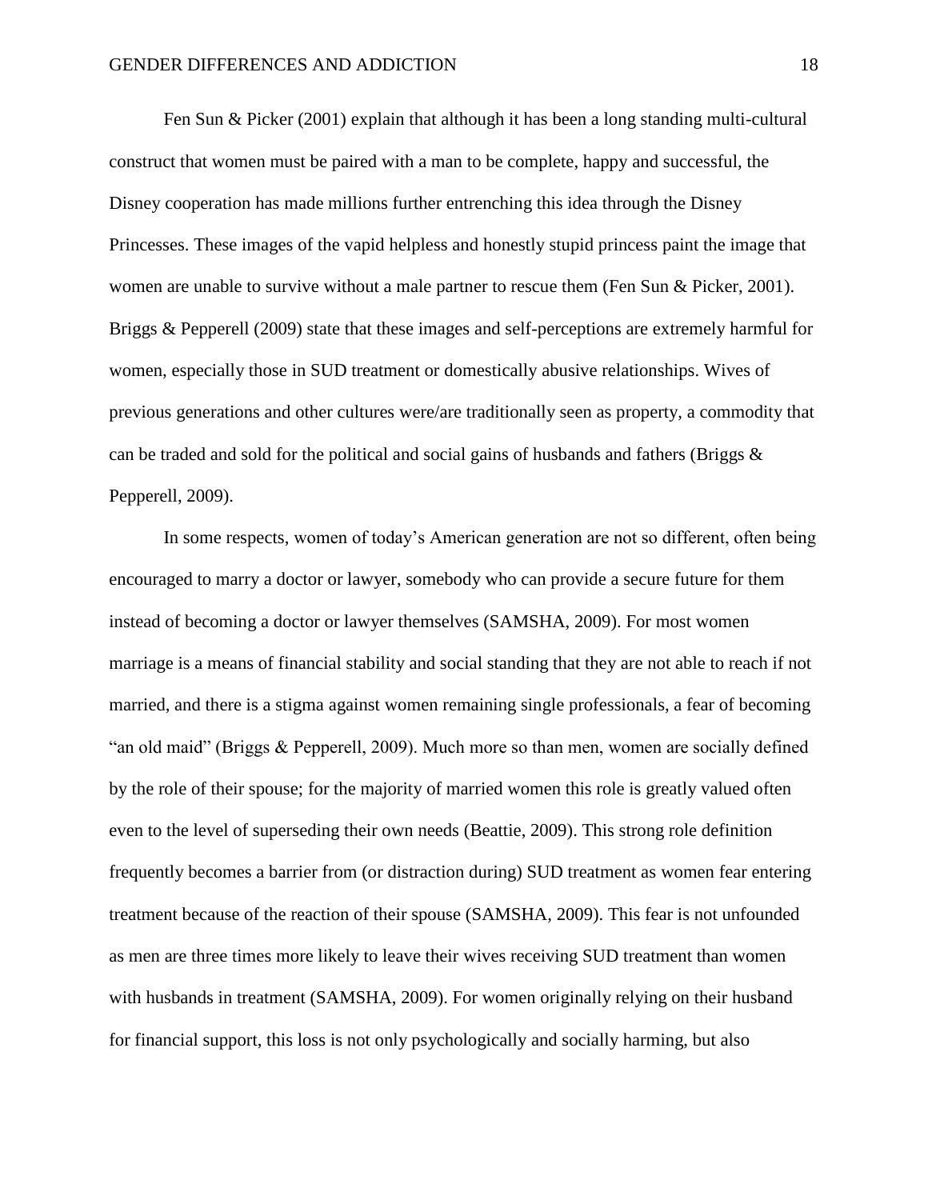Fen Sun & Picker (2001) explain that although it has been a long standing multi-cultural construct that women must be paired with a man to be complete, happy and successful, the Disney cooperation has made millions further entrenching this idea through the Disney Princesses. These images of the vapid helpless and honestly stupid princess paint the image that women are unable to survive without a male partner to rescue them (Fen Sun & Picker, 2001). Briggs & Pepperell (2009) state that these images and self-perceptions are extremely harmful for women, especially those in SUD treatment or domestically abusive relationships. Wives of previous generations and other cultures were/are traditionally seen as property, a commodity that can be traded and sold for the political and social gains of husbands and fathers (Briggs & Pepperell, 2009).

In some respects, women of today's American generation are not so different, often being encouraged to marry a doctor or lawyer, somebody who can provide a secure future for them instead of becoming a doctor or lawyer themselves (SAMSHA, 2009). For most women marriage is a means of financial stability and social standing that they are not able to reach if not married, and there is a stigma against women remaining single professionals, a fear of becoming "an old maid" (Briggs & Pepperell, 2009). Much more so than men, women are socially defined by the role of their spouse; for the majority of married women this role is greatly valued often even to the level of superseding their own needs (Beattie, 2009). This strong role definition frequently becomes a barrier from (or distraction during) SUD treatment as women fear entering treatment because of the reaction of their spouse (SAMSHA, 2009). This fear is not unfounded as men are three times more likely to leave their wives receiving SUD treatment than women with husbands in treatment (SAMSHA, 2009). For women originally relying on their husband for financial support, this loss is not only psychologically and socially harming, but also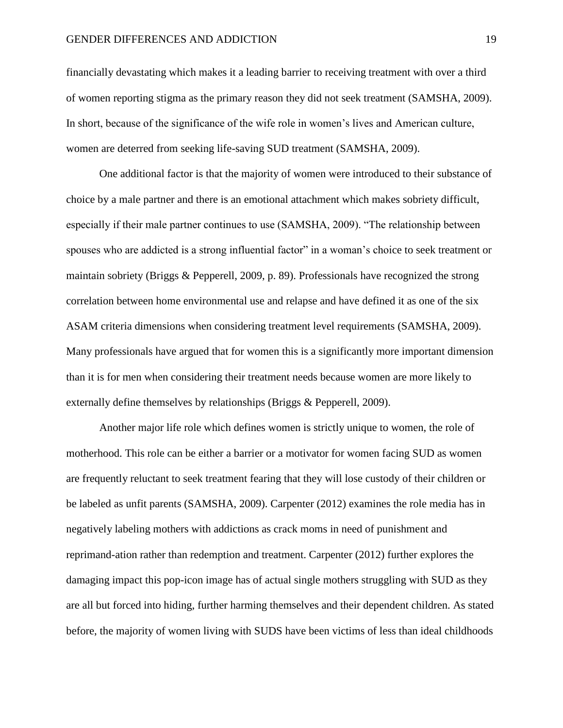financially devastating which makes it a leading barrier to receiving treatment with over a third of women reporting stigma as the primary reason they did not seek treatment (SAMSHA, 2009). In short, because of the significance of the wife role in women's lives and American culture, women are deterred from seeking life-saving SUD treatment (SAMSHA, 2009).

One additional factor is that the majority of women were introduced to their substance of choice by a male partner and there is an emotional attachment which makes sobriety difficult, especially if their male partner continues to use (SAMSHA, 2009). "The relationship between spouses who are addicted is a strong influential factor" in a woman's choice to seek treatment or maintain sobriety (Briggs & Pepperell, 2009, p. 89). Professionals have recognized the strong correlation between home environmental use and relapse and have defined it as one of the six ASAM criteria dimensions when considering treatment level requirements (SAMSHA, 2009). Many professionals have argued that for women this is a significantly more important dimension than it is for men when considering their treatment needs because women are more likely to externally define themselves by relationships (Briggs & Pepperell, 2009).

Another major life role which defines women is strictly unique to women, the role of motherhood. This role can be either a barrier or a motivator for women facing SUD as women are frequently reluctant to seek treatment fearing that they will lose custody of their children or be labeled as unfit parents (SAMSHA, 2009). Carpenter (2012) examines the role media has in negatively labeling mothers with addictions as crack moms in need of punishment and reprimand-ation rather than redemption and treatment. Carpenter (2012) further explores the damaging impact this pop-icon image has of actual single mothers struggling with SUD as they are all but forced into hiding, further harming themselves and their dependent children. As stated before, the majority of women living with SUDS have been victims of less than ideal childhoods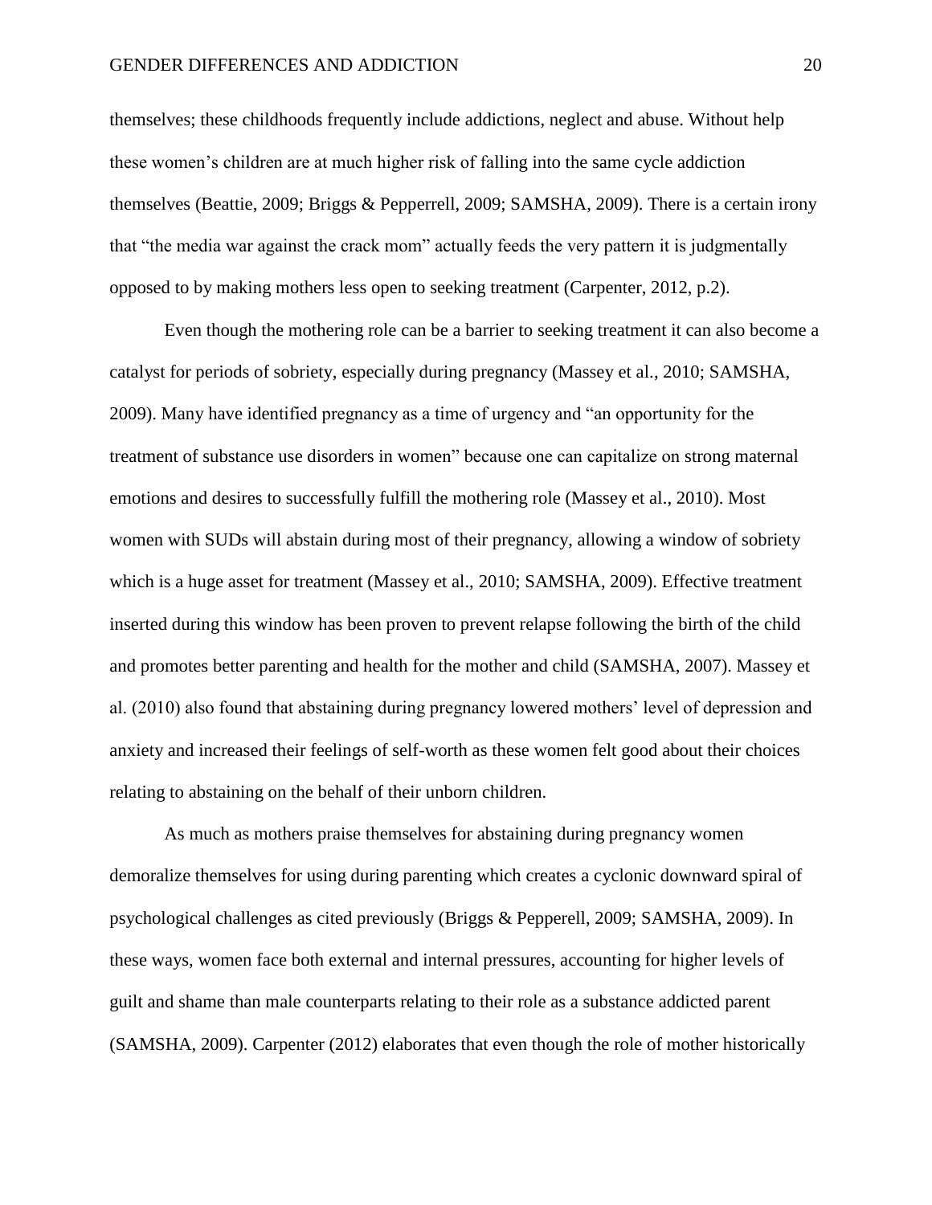themselves; these childhoods frequently include addictions, neglect and abuse. Without help these women's children are at much higher risk of falling into the same cycle addiction themselves (Beattie, 2009; Briggs & Pepperrell, 2009; SAMSHA, 2009). There is a certain irony that "the media war against the crack mom" actually feeds the very pattern it is judgmentally opposed to by making mothers less open to seeking treatment (Carpenter, 2012, p.2).

Even though the mothering role can be a barrier to seeking treatment it can also become a catalyst for periods of sobriety, especially during pregnancy (Massey et al., 2010; SAMSHA, 2009). Many have identified pregnancy as a time of urgency and "an opportunity for the treatment of substance use disorders in women" because one can capitalize on strong maternal emotions and desires to successfully fulfill the mothering role (Massey et al., 2010). Most women with SUDs will abstain during most of their pregnancy, allowing a window of sobriety which is a huge asset for treatment (Massey et al., 2010; SAMSHA, 2009). Effective treatment inserted during this window has been proven to prevent relapse following the birth of the child and promotes better parenting and health for the mother and child (SAMSHA, 2007). Massey et al. (2010) also found that abstaining during pregnancy lowered mothers' level of depression and anxiety and increased their feelings of self-worth as these women felt good about their choices relating to abstaining on the behalf of their unborn children.

As much as mothers praise themselves for abstaining during pregnancy women demoralize themselves for using during parenting which creates a cyclonic downward spiral of psychological challenges as cited previously (Briggs & Pepperell, 2009; SAMSHA, 2009). In these ways, women face both external and internal pressures, accounting for higher levels of guilt and shame than male counterparts relating to their role as a substance addicted parent (SAMSHA, 2009). Carpenter (2012) elaborates that even though the role of mother historically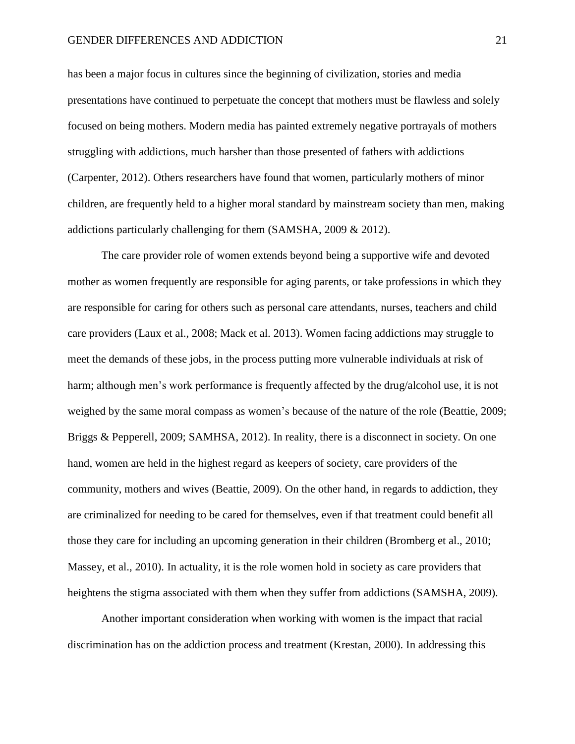has been a major focus in cultures since the beginning of civilization, stories and media presentations have continued to perpetuate the concept that mothers must be flawless and solely focused on being mothers. Modern media has painted extremely negative portrayals of mothers struggling with addictions, much harsher than those presented of fathers with addictions (Carpenter, 2012). Others researchers have found that women, particularly mothers of minor children, are frequently held to a higher moral standard by mainstream society than men, making addictions particularly challenging for them (SAMSHA, 2009 & 2012).

The care provider role of women extends beyond being a supportive wife and devoted mother as women frequently are responsible for aging parents, or take professions in which they are responsible for caring for others such as personal care attendants, nurses, teachers and child care providers (Laux et al., 2008; Mack et al. 2013). Women facing addictions may struggle to meet the demands of these jobs, in the process putting more vulnerable individuals at risk of harm; although men's work performance is frequently affected by the drug/alcohol use, it is not weighed by the same moral compass as women's because of the nature of the role (Beattie, 2009; Briggs & Pepperell, 2009; SAMHSA, 2012). In reality, there is a disconnect in society. On one hand, women are held in the highest regard as keepers of society, care providers of the community, mothers and wives (Beattie, 2009). On the other hand, in regards to addiction, they are criminalized for needing to be cared for themselves, even if that treatment could benefit all those they care for including an upcoming generation in their children (Bromberg et al., 2010; Massey, et al., 2010). In actuality, it is the role women hold in society as care providers that heightens the stigma associated with them when they suffer from addictions (SAMSHA, 2009).

Another important consideration when working with women is the impact that racial discrimination has on the addiction process and treatment (Krestan, 2000). In addressing this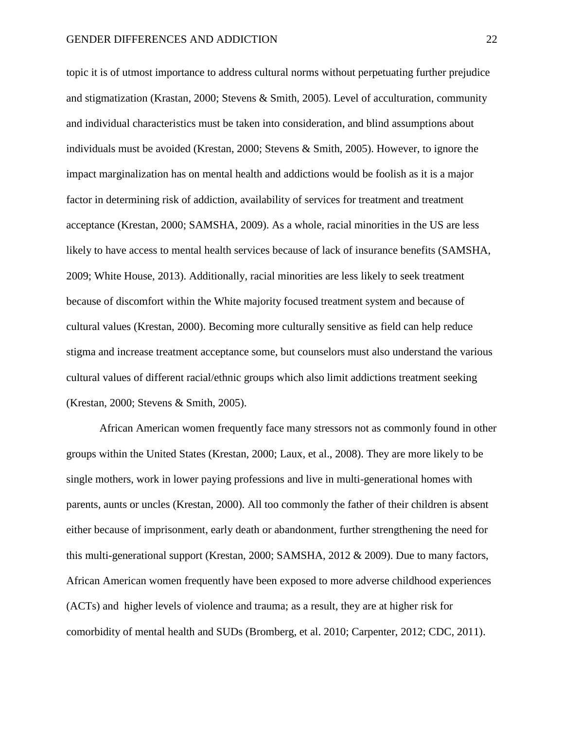topic it is of utmost importance to address cultural norms without perpetuating further prejudice and stigmatization (Krastan, 2000; Stevens & Smith, 2005). Level of acculturation, community and individual characteristics must be taken into consideration, and blind assumptions about individuals must be avoided (Krestan, 2000; Stevens & Smith, 2005). However, to ignore the impact marginalization has on mental health and addictions would be foolish as it is a major factor in determining risk of addiction, availability of services for treatment and treatment acceptance (Krestan, 2000; SAMSHA, 2009). As a whole, racial minorities in the US are less likely to have access to mental health services because of lack of insurance benefits (SAMSHA, 2009; White House, 2013). Additionally, racial minorities are less likely to seek treatment because of discomfort within the White majority focused treatment system and because of cultural values (Krestan, 2000). Becoming more culturally sensitive as field can help reduce stigma and increase treatment acceptance some, but counselors must also understand the various cultural values of different racial/ethnic groups which also limit addictions treatment seeking (Krestan, 2000; Stevens & Smith, 2005).

African American women frequently face many stressors not as commonly found in other groups within the United States (Krestan, 2000; Laux, et al., 2008). They are more likely to be single mothers, work in lower paying professions and live in multi-generational homes with parents, aunts or uncles (Krestan, 2000). All too commonly the father of their children is absent either because of imprisonment, early death or abandonment, further strengthening the need for this multi-generational support (Krestan, 2000; SAMSHA, 2012 & 2009). Due to many factors, African American women frequently have been exposed to more adverse childhood experiences (ACTs) and higher levels of violence and trauma; as a result, they are at higher risk for comorbidity of mental health and SUDs (Bromberg, et al. 2010; Carpenter, 2012; CDC, 2011).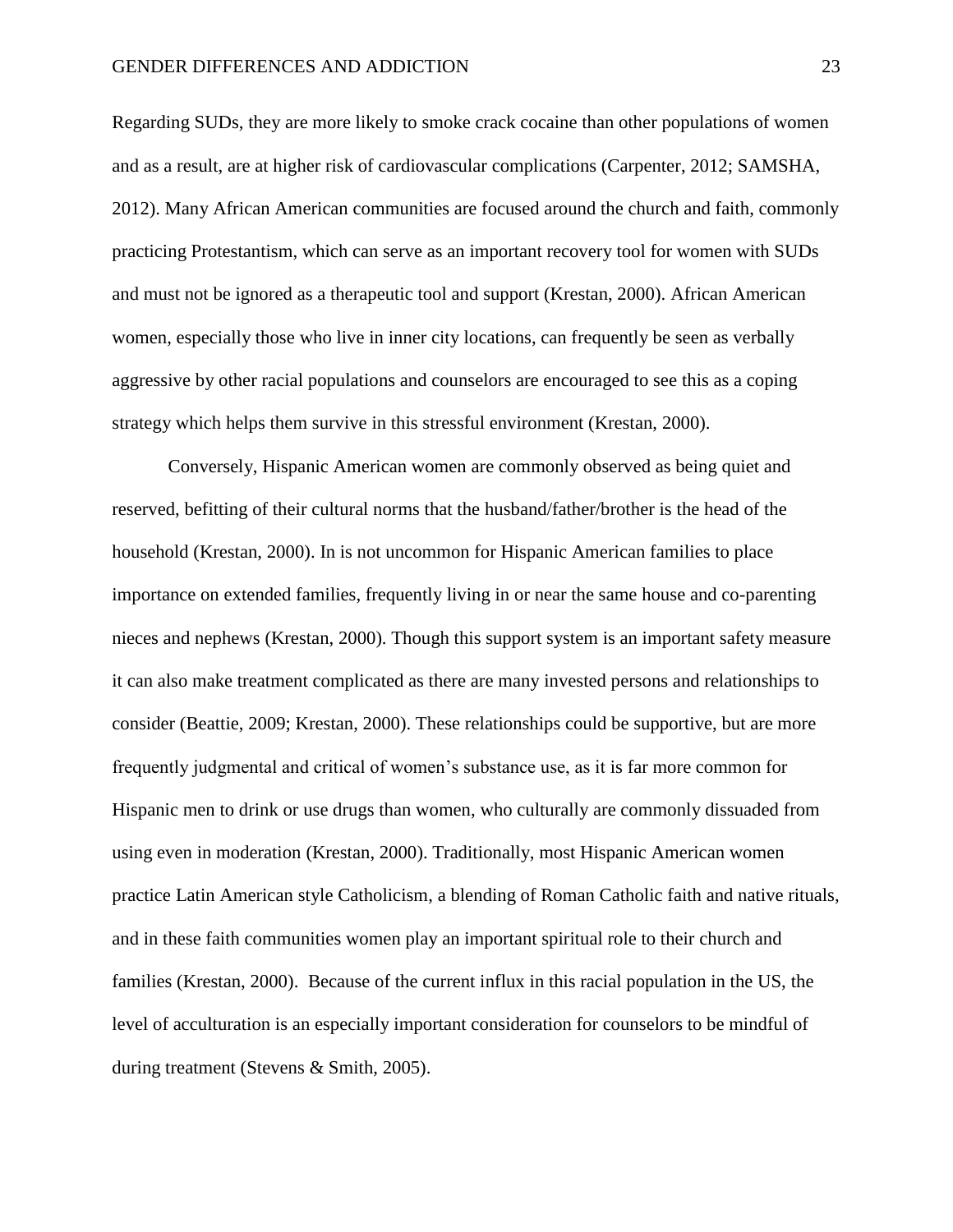Regarding SUDs, they are more likely to smoke crack cocaine than other populations of women and as a result, are at higher risk of cardiovascular complications (Carpenter, 2012; SAMSHA, 2012). Many African American communities are focused around the church and faith, commonly practicing Protestantism, which can serve as an important recovery tool for women with SUDs and must not be ignored as a therapeutic tool and support (Krestan, 2000). African American women, especially those who live in inner city locations, can frequently be seen as verbally aggressive by other racial populations and counselors are encouraged to see this as a coping strategy which helps them survive in this stressful environment (Krestan, 2000).

Conversely, Hispanic American women are commonly observed as being quiet and reserved, befitting of their cultural norms that the husband/father/brother is the head of the household (Krestan, 2000). In is not uncommon for Hispanic American families to place importance on extended families, frequently living in or near the same house and co-parenting nieces and nephews (Krestan, 2000). Though this support system is an important safety measure it can also make treatment complicated as there are many invested persons and relationships to consider (Beattie, 2009; Krestan, 2000). These relationships could be supportive, but are more frequently judgmental and critical of women's substance use, as it is far more common for Hispanic men to drink or use drugs than women, who culturally are commonly dissuaded from using even in moderation (Krestan, 2000). Traditionally, most Hispanic American women practice Latin American style Catholicism, a blending of Roman Catholic faith and native rituals, and in these faith communities women play an important spiritual role to their church and families (Krestan, 2000). Because of the current influx in this racial population in the US, the level of acculturation is an especially important consideration for counselors to be mindful of during treatment (Stevens & Smith, 2005).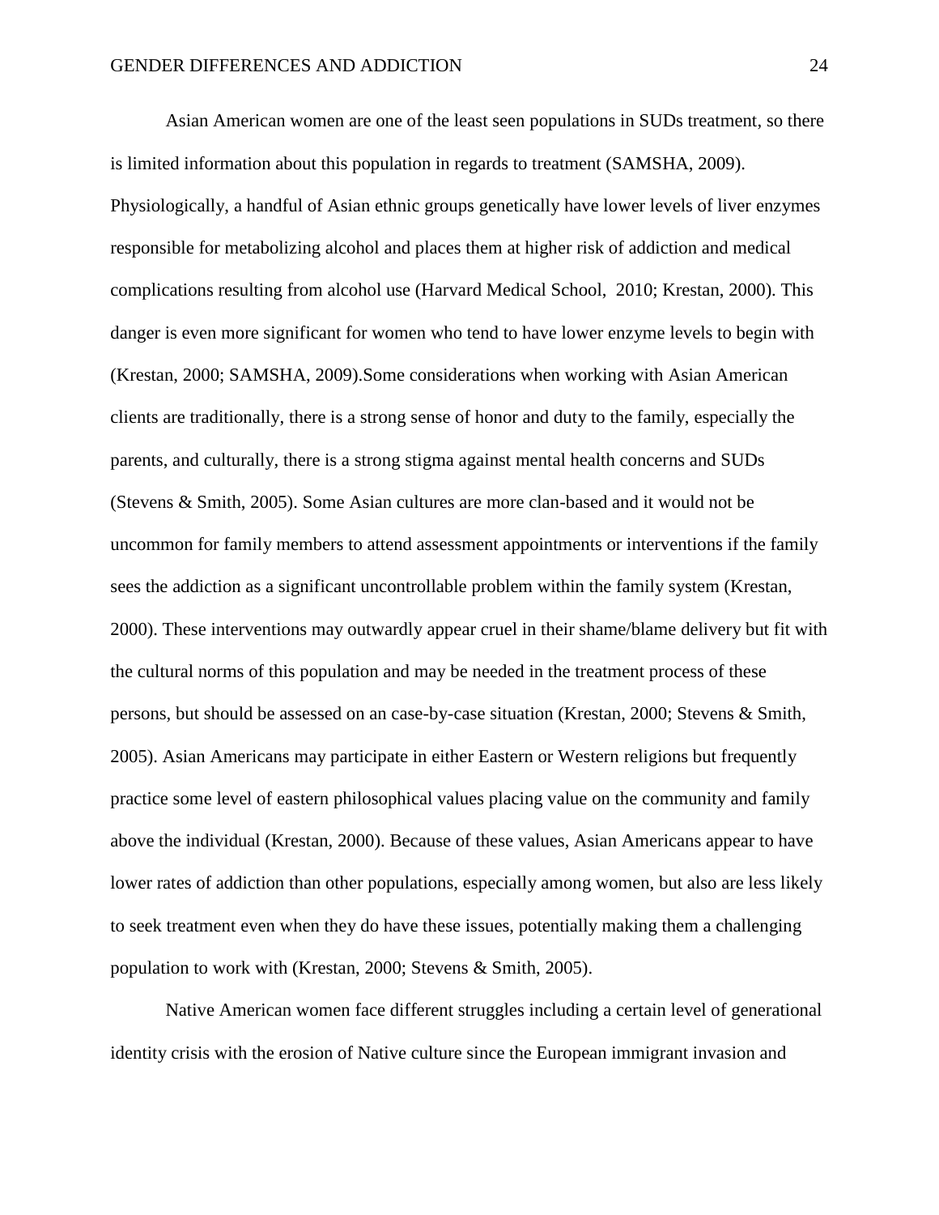Asian American women are one of the least seen populations in SUDs treatment, so there is limited information about this population in regards to treatment (SAMSHA, 2009). Physiologically, a handful of Asian ethnic groups genetically have lower levels of liver enzymes responsible for metabolizing alcohol and places them at higher risk of addiction and medical complications resulting from alcohol use (Harvard Medical School, 2010; Krestan, 2000). This danger is even more significant for women who tend to have lower enzyme levels to begin with (Krestan, 2000; SAMSHA, 2009).Some considerations when working with Asian American clients are traditionally, there is a strong sense of honor and duty to the family, especially the parents, and culturally, there is a strong stigma against mental health concerns and SUDs (Stevens & Smith, 2005). Some Asian cultures are more clan-based and it would not be uncommon for family members to attend assessment appointments or interventions if the family sees the addiction as a significant uncontrollable problem within the family system (Krestan, 2000). These interventions may outwardly appear cruel in their shame/blame delivery but fit with the cultural norms of this population and may be needed in the treatment process of these persons, but should be assessed on an case-by-case situation (Krestan, 2000; Stevens & Smith, 2005). Asian Americans may participate in either Eastern or Western religions but frequently practice some level of eastern philosophical values placing value on the community and family above the individual (Krestan, 2000). Because of these values, Asian Americans appear to have lower rates of addiction than other populations, especially among women, but also are less likely to seek treatment even when they do have these issues, potentially making them a challenging population to work with (Krestan, 2000; Stevens & Smith, 2005).

Native American women face different struggles including a certain level of generational identity crisis with the erosion of Native culture since the European immigrant invasion and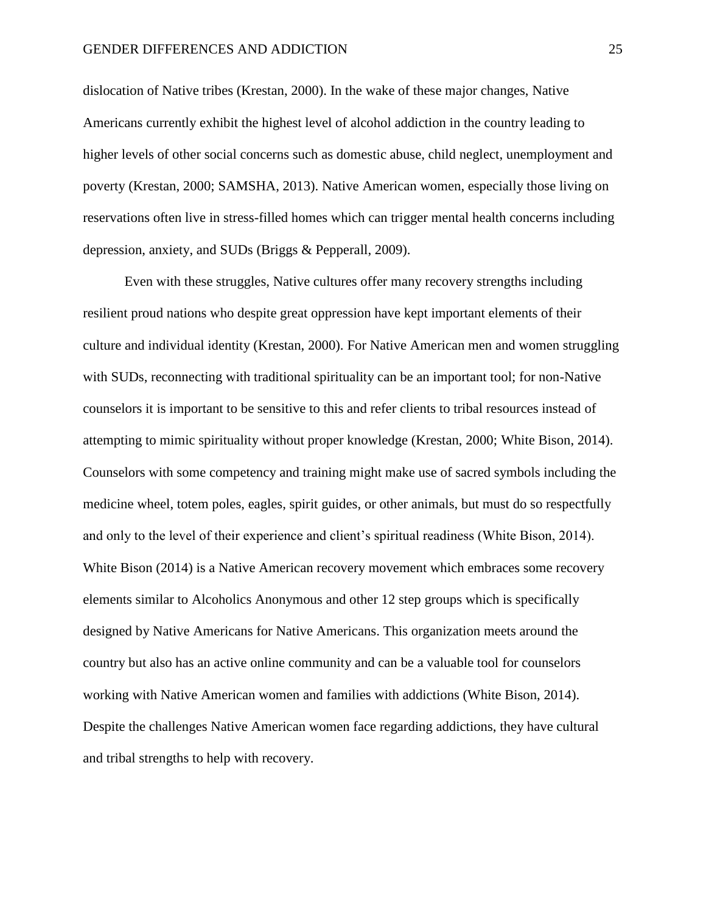dislocation of Native tribes (Krestan, 2000). In the wake of these major changes, Native Americans currently exhibit the highest level of alcohol addiction in the country leading to higher levels of other social concerns such as domestic abuse, child neglect, unemployment and poverty (Krestan, 2000; SAMSHA, 2013). Native American women, especially those living on reservations often live in stress-filled homes which can trigger mental health concerns including depression, anxiety, and SUDs (Briggs & Pepperall, 2009).

Even with these struggles, Native cultures offer many recovery strengths including resilient proud nations who despite great oppression have kept important elements of their culture and individual identity (Krestan, 2000). For Native American men and women struggling with SUDs, reconnecting with traditional spirituality can be an important tool; for non-Native counselors it is important to be sensitive to this and refer clients to tribal resources instead of attempting to mimic spirituality without proper knowledge (Krestan, 2000; White Bison, 2014). Counselors with some competency and training might make use of sacred symbols including the medicine wheel, totem poles, eagles, spirit guides, or other animals, but must do so respectfully and only to the level of their experience and client's spiritual readiness (White Bison, 2014). White Bison (2014) is a Native American recovery movement which embraces some recovery elements similar to Alcoholics Anonymous and other 12 step groups which is specifically designed by Native Americans for Native Americans. This organization meets around the country but also has an active online community and can be a valuable tool for counselors working with Native American women and families with addictions (White Bison, 2014). Despite the challenges Native American women face regarding addictions, they have cultural and tribal strengths to help with recovery.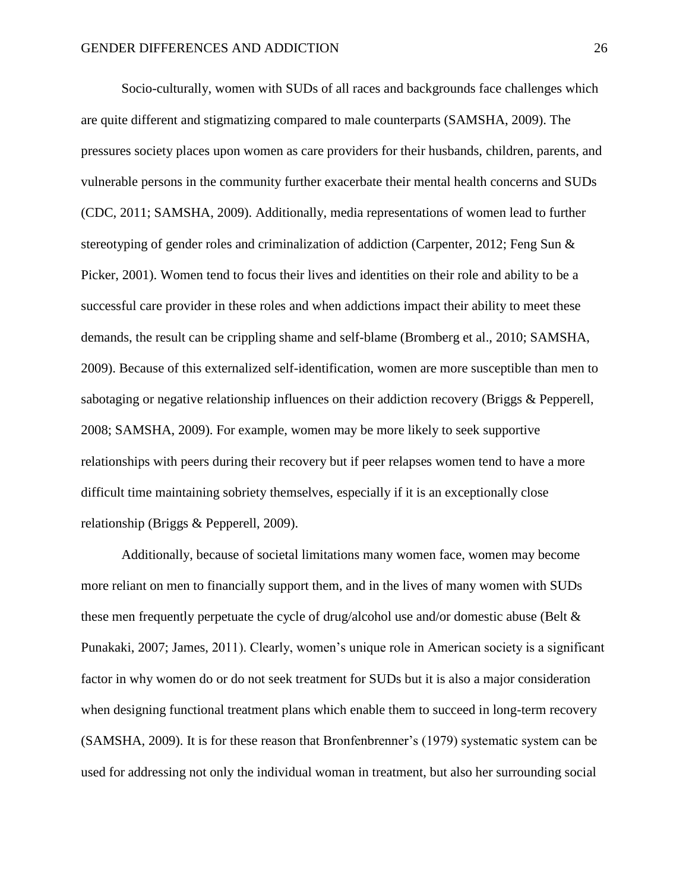Socio-culturally, women with SUDs of all races and backgrounds face challenges which are quite different and stigmatizing compared to male counterparts (SAMSHA, 2009). The pressures society places upon women as care providers for their husbands, children, parents, and vulnerable persons in the community further exacerbate their mental health concerns and SUDs (CDC, 2011; SAMSHA, 2009). Additionally, media representations of women lead to further stereotyping of gender roles and criminalization of addiction (Carpenter, 2012; Feng Sun & Picker, 2001). Women tend to focus their lives and identities on their role and ability to be a successful care provider in these roles and when addictions impact their ability to meet these demands, the result can be crippling shame and self-blame (Bromberg et al., 2010; SAMSHA, 2009). Because of this externalized self-identification, women are more susceptible than men to sabotaging or negative relationship influences on their addiction recovery (Briggs & Pepperell, 2008; SAMSHA, 2009). For example, women may be more likely to seek supportive relationships with peers during their recovery but if peer relapses women tend to have a more difficult time maintaining sobriety themselves, especially if it is an exceptionally close relationship (Briggs & Pepperell, 2009).

Additionally, because of societal limitations many women face, women may become more reliant on men to financially support them, and in the lives of many women with SUDs these men frequently perpetuate the cycle of drug/alcohol use and/or domestic abuse (Belt & Punakaki, 2007; James, 2011). Clearly, women's unique role in American society is a significant factor in why women do or do not seek treatment for SUDs but it is also a major consideration when designing functional treatment plans which enable them to succeed in long-term recovery (SAMSHA, 2009). It is for these reason that Bronfenbrenner's (1979) systematic system can be used for addressing not only the individual woman in treatment, but also her surrounding social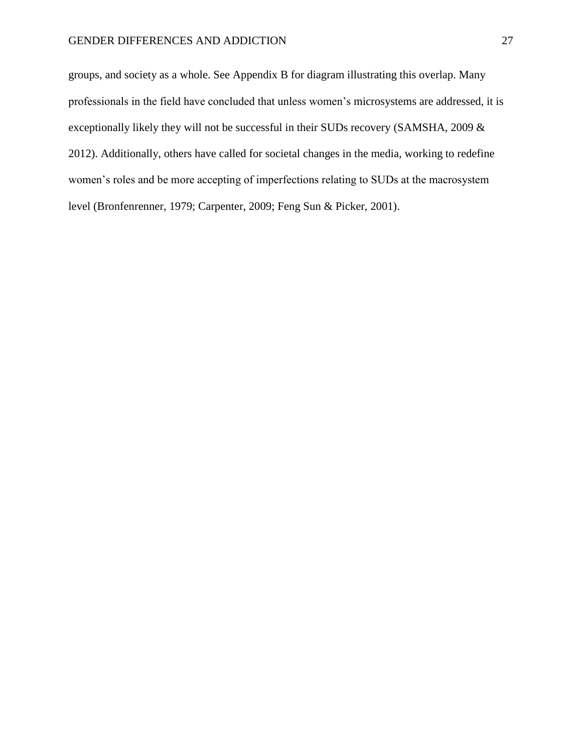groups, and society as a whole. See Appendix B for diagram illustrating this overlap. Many professionals in the field have concluded that unless women's microsystems are addressed, it is exceptionally likely they will not be successful in their SUDs recovery (SAMSHA, 2009 & 2012). Additionally, others have called for societal changes in the media, working to redefine women's roles and be more accepting of imperfections relating to SUDs at the macrosystem level (Bronfenrenner, 1979; Carpenter, 2009; Feng Sun & Picker, 2001).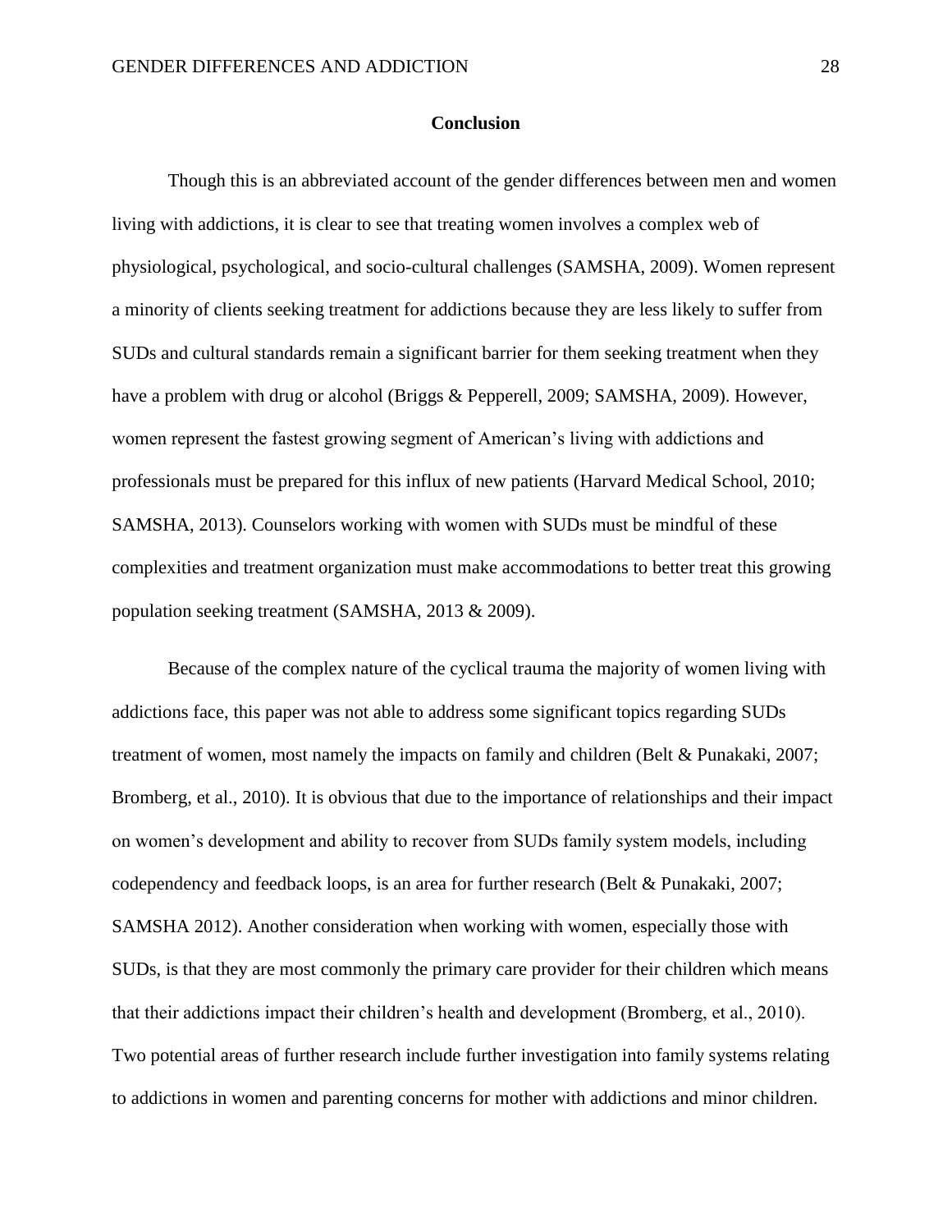## Conclusion

Though this is an abbreviated account of the gender differences between men and women living with addictions, it is clear to see that treating women involves a complex web of physiological, psychological, and socio-cultural challenges (SAMSHA, 2009). Women represent a minority of clients seeking treatment for addictions because they are less likely to suffer from SUDs and cultural standards remain a significant barrier for them seeking treatment when they have a problem with drug or alcohol (Briggs & Pepperell, 2009; SAMSHA, 2009). However, women represent the fastest growing segment of American's living with addictions and professionals must be prepared for this influx of new patients (Harvard Medical School, 2010; SAMSHA, 2013). Counselors working with women with SUDs must be mindful of these complexities and treatment organization must make accommodations to better treat this growing population seeking treatment (SAMSHA, 2013 & 2009).

Because of the complex nature of the cyclical trauma the majority of women living with addictions face, this paper was not able to address some significant topics regarding SUDs treatment of women, most namely the impacts on family and children (Belt & Punakaki, 2007; Bromberg, et al., 2010). It is obvious that due to the importance of relationships and their impact on women's development and ability to recover from SUDs family system models, including codependency and feedback loops, is an area for further research (Belt & Punakaki, 2007; SAMSHA 2012). Another consideration when working with women, especially those with SUDs, is that they are most commonly the primary care provider for their children which means that their addictions impact their children's health and development (Bromberg, et al., 2010). Two potential areas of further research include further investigation into family systems relating to addictions in women and parenting concerns for mother with addictions and minor children.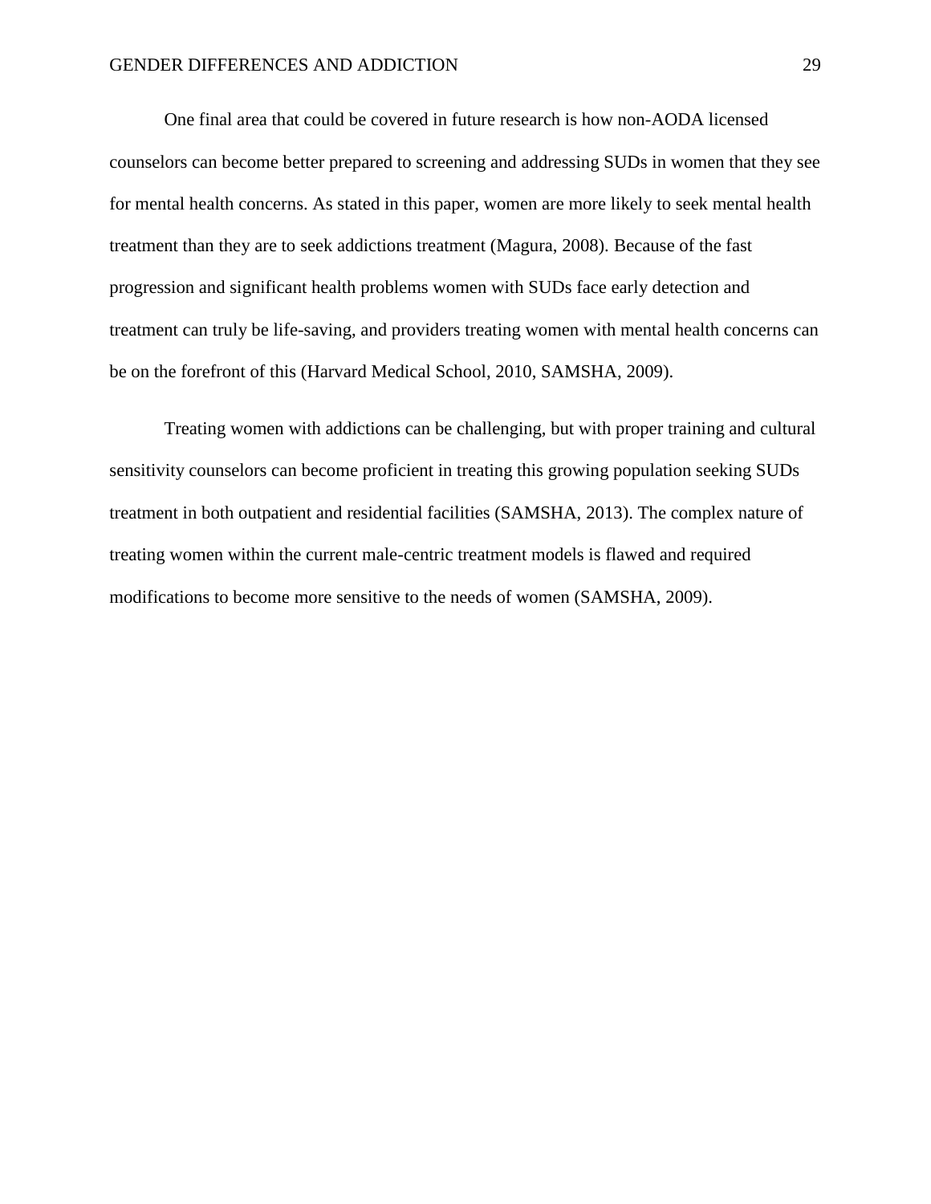One final area that could be covered in future research is how non-AODA licensed counselors can become better prepared to screening and addressing SUDs in women that they see for mental health concerns. As stated in this paper, women are more likely to seek mental health treatment than they are to seek addictions treatment (Magura, 2008). Because of the fast progression and significant health problems women with SUDs face early detection and treatment can truly be life-saving, and providers treating women with mental health concerns can be on the forefront of this (Harvard Medical School, 2010, SAMSHA, 2009).

Treating women with addictions can be challenging, but with proper training and cultural sensitivity counselors can become proficient in treating this growing population seeking SUDs treatment in both outpatient and residential facilities (SAMSHA, 2013). The complex nature of treating women within the current male-centric treatment models is flawed and required modifications to become more sensitive to the needs of women (SAMSHA, 2009).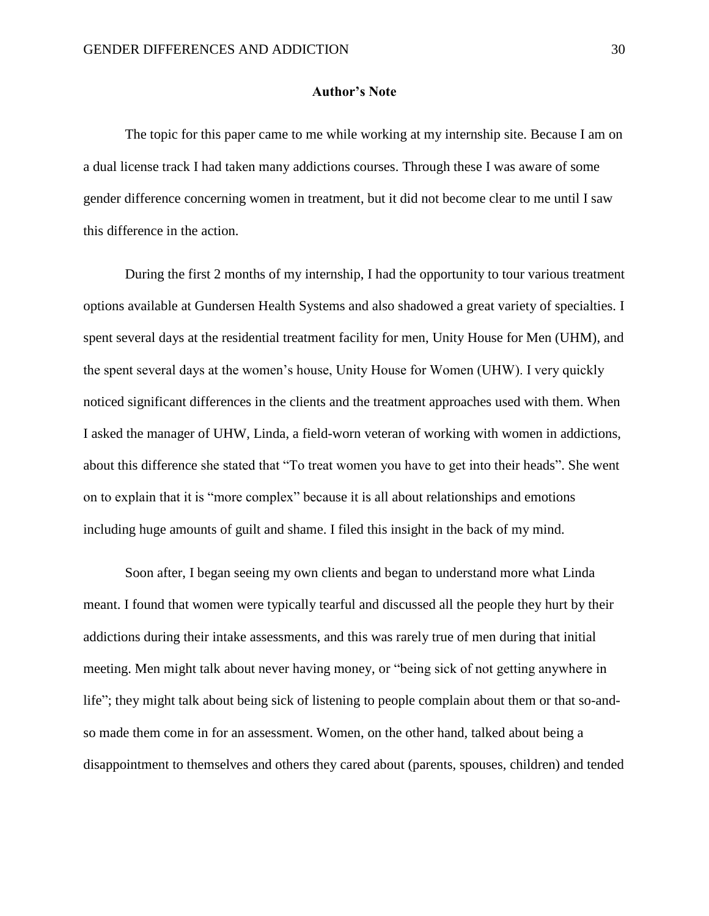## Author's Note

The topic for this paper came to me while working at my internship site. Because I am on a dual license track I had taken many addictions courses. Through these I was aware of some gender difference concerning women in treatment, but it did not become clear to me until I saw this difference in the action.

During the first 2 months of my internship, I had the opportunity to tour various treatment options available at Gundersen Health Systems and also shadowed a great variety of specialties. I spent several days at the residential treatment facility for men, Unity House for Men (UHM), and the spent several days at the women's house, Unity House for Women (UHW). I very quickly noticed significant differences in the clients and the treatment approaches used with them. When I asked the manager of UHW, Linda, a field-worn veteran of working with women in addictions, about this difference she stated that "To treat women you have to get into their heads". She went on to explain that it is "more complex" because it is all about relationships and emotions including huge amounts of guilt and shame. I filed this insight in the back of my mind.

Soon after, I began seeing my own clients and began to understand more what Linda meant. I found that women were typically tearful and discussed all the people they hurt by their addictions during their intake assessments, and this was rarely true of men during that initial meeting. Men might talk about never having money, or "being sick of not getting anywhere in life"; they might talk about being sick of listening to people complain about them or that so-and-so made them come in for an assessment. Women, on the other hand, talked about being a disappointment to themselves and others they cared about (parents, spouses, children) and tended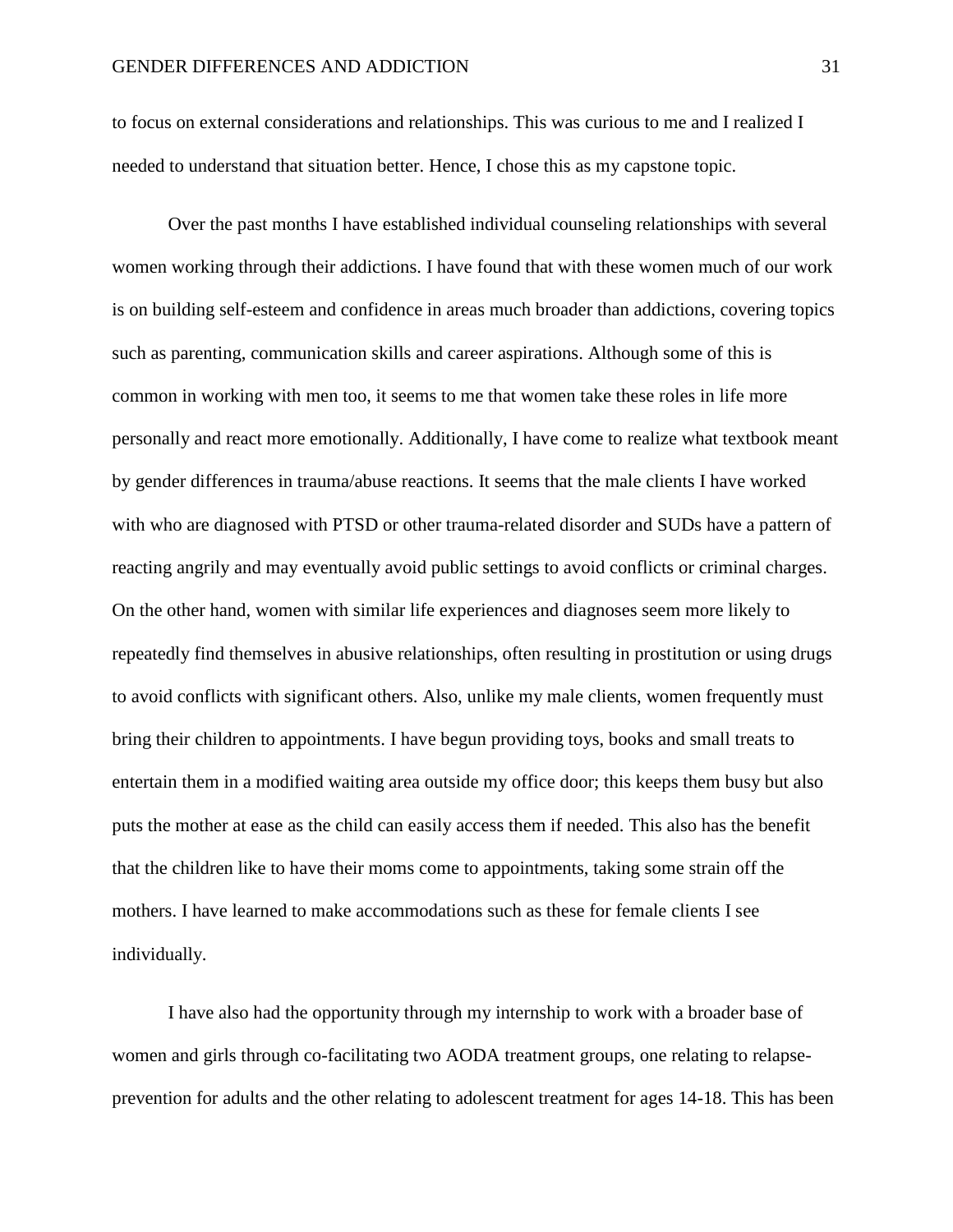to focus on external considerations and relationships. This was curious to me and I realized I needed to understand that situation better. Hence, I chose this as my capstone topic.

Over the past months I have established individual counseling relationships with several women working through their addictions. I have found that with these women much of our work is on building self-esteem and confidence in areas much broader than addictions, covering topics such as parenting, communication skills and career aspirations. Although some of this is common in working with men too, it seems to me that women take these roles in life more personally and react more emotionally. Additionally, I have come to realize what textbook meant by gender differences in trauma/abuse reactions. It seems that the male clients I have worked with who are diagnosed with PTSD or other trauma-related disorder and SUDs have a pattern of reacting angrily and may eventually avoid public settings to avoid conflicts or criminal charges. On the other hand, women with similar life experiences and diagnoses seem more likely to repeatedly find themselves in abusive relationships, often resulting in prostitution or using drugs to avoid conflicts with significant others. Also, unlike my male clients, women frequently must bring their children to appointments. I have begun providing toys, books and small treats to entertain them in a modified waiting area outside my office door; this keeps them busy but also puts the mother at ease as the child can easily access them if needed. This also has the benefit that the children like to have their moms come to appointments, taking some strain off the mothers. I have learned to make accommodations such as these for female clients I see individually.

I have also had the opportunity through my internship to work with a broader base of women and girls through co-facilitating two AODA treatment groups, one relating to relapse-prevention for adults and the other relating to adolescent treatment for ages 14-18. This has been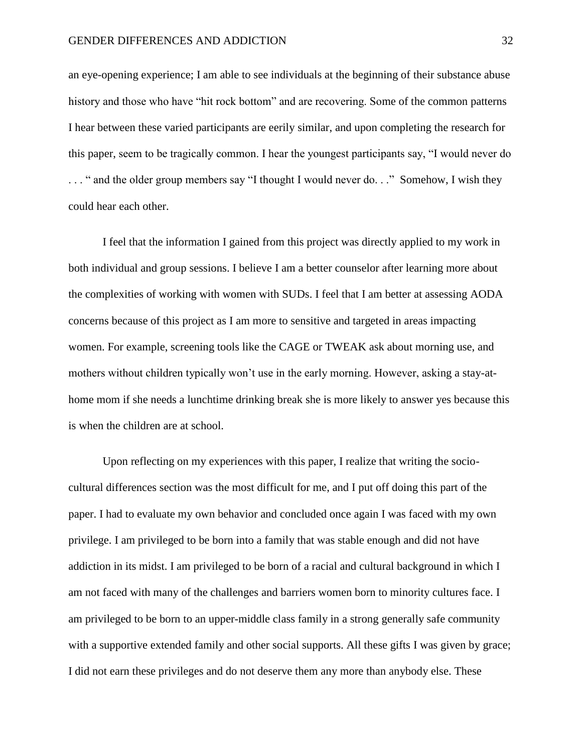an eye-opening experience; I am able to see individuals at the beginning of their substance abuse history and those who have "hit rock bottom" and are recovering. Some of the common patterns I hear between these varied participants are eerily similar, and upon completing the research for this paper, seem to be tragically common. I hear the youngest participants say, "I would never do . . . " and the older group members say "I thought I would never do. . ." Somehow, I wish they could hear each other.

I feel that the information I gained from this project was directly applied to my work in both individual and group sessions. I believe I am a better counselor after learning more about the complexities of working with women with SUDs. I feel that I am better at assessing AODA concerns because of this project as I am more to sensitive and targeted in areas impacting women. For example, screening tools like the CAGE or TWEAK ask about morning use, and mothers without children typically won't use in the early morning. However, asking a stay-at-home mom if she needs a lunchtime drinking break she is more likely to answer yes because this is when the children are at school.

Upon reflecting on my experiences with this paper, I realize that writing the socio-cultural differences section was the most difficult for me, and I put off doing this part of the paper. I had to evaluate my own behavior and concluded once again I was faced with my own privilege. I am privileged to be born into a family that was stable enough and did not have addiction in its midst. I am privileged to be born of a racial and cultural background in which I am not faced with many of the challenges and barriers women born to minority cultures face. I am privileged to be born to an upper-middle class family in a strong generally safe community with a supportive extended family and other social supports. All these gifts I was given by grace; I did not earn these privileges and do not deserve them any more than anybody else. These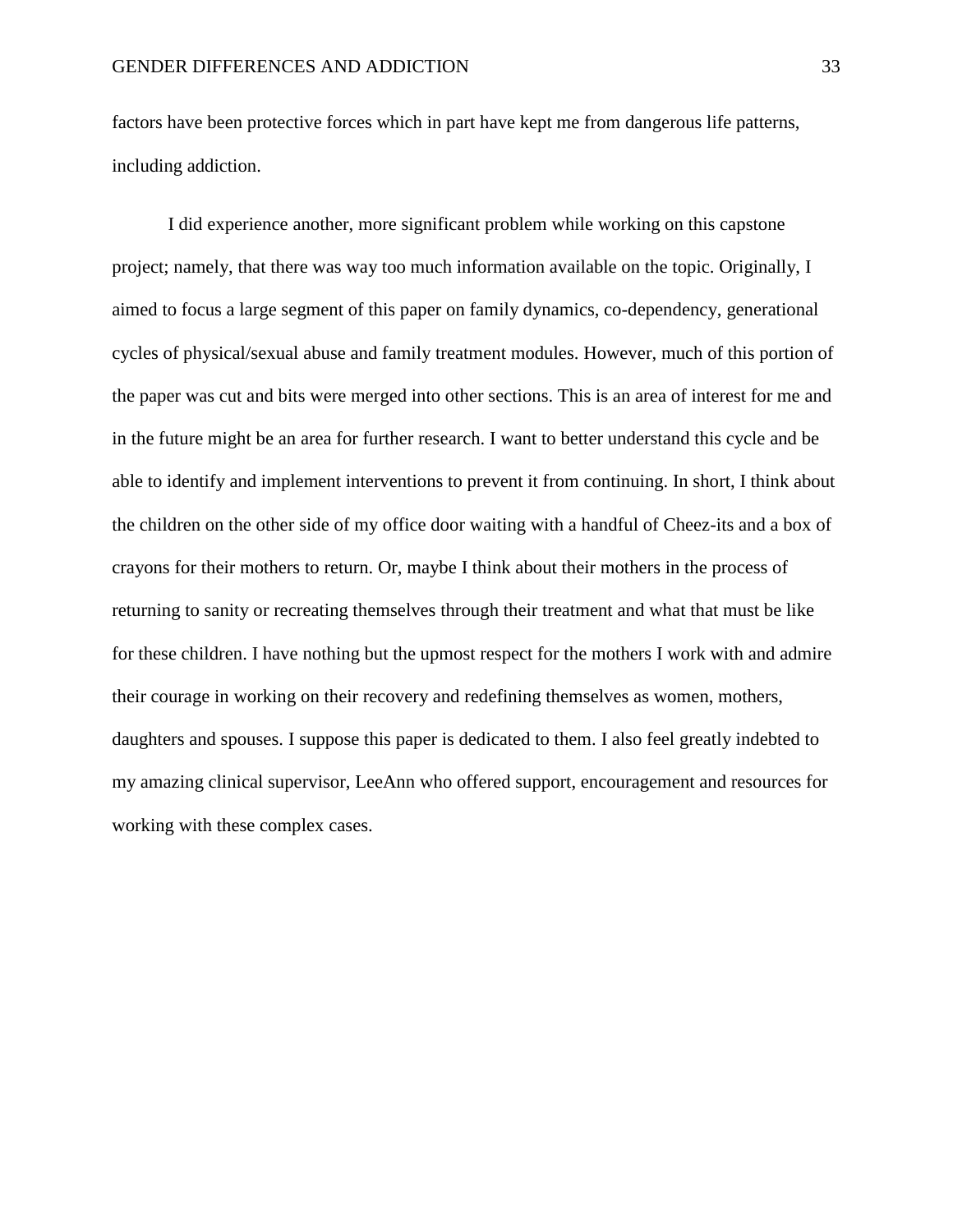factors have been protective forces which in part have kept me from dangerous life patterns, including addiction.

I did experience another, more significant problem while working on this capstone project; namely, that there was way too much information available on the topic. Originally, I aimed to focus a large segment of this paper on family dynamics, co-dependency, generational cycles of physical/sexual abuse and family treatment modules. However, much of this portion of the paper was cut and bits were merged into other sections. This is an area of interest for me and in the future might be an area for further research. I want to better understand this cycle and be able to identify and implement interventions to prevent it from continuing. In short, I think about the children on the other side of my office door waiting with a handful of Cheez-its and a box of crayons for their mothers to return. Or, maybe I think about their mothers in the process of returning to sanity or recreating themselves through their treatment and what that must be like for these children. I have nothing but the upmost respect for the mothers I work with and admire their courage in working on their recovery and redefining themselves as women, mothers, daughters and spouses. I suppose this paper is dedicated to them. I also feel greatly indebted to my amazing clinical supervisor, LeeAnn who offered support, encouragement and resources for working with these complex cases.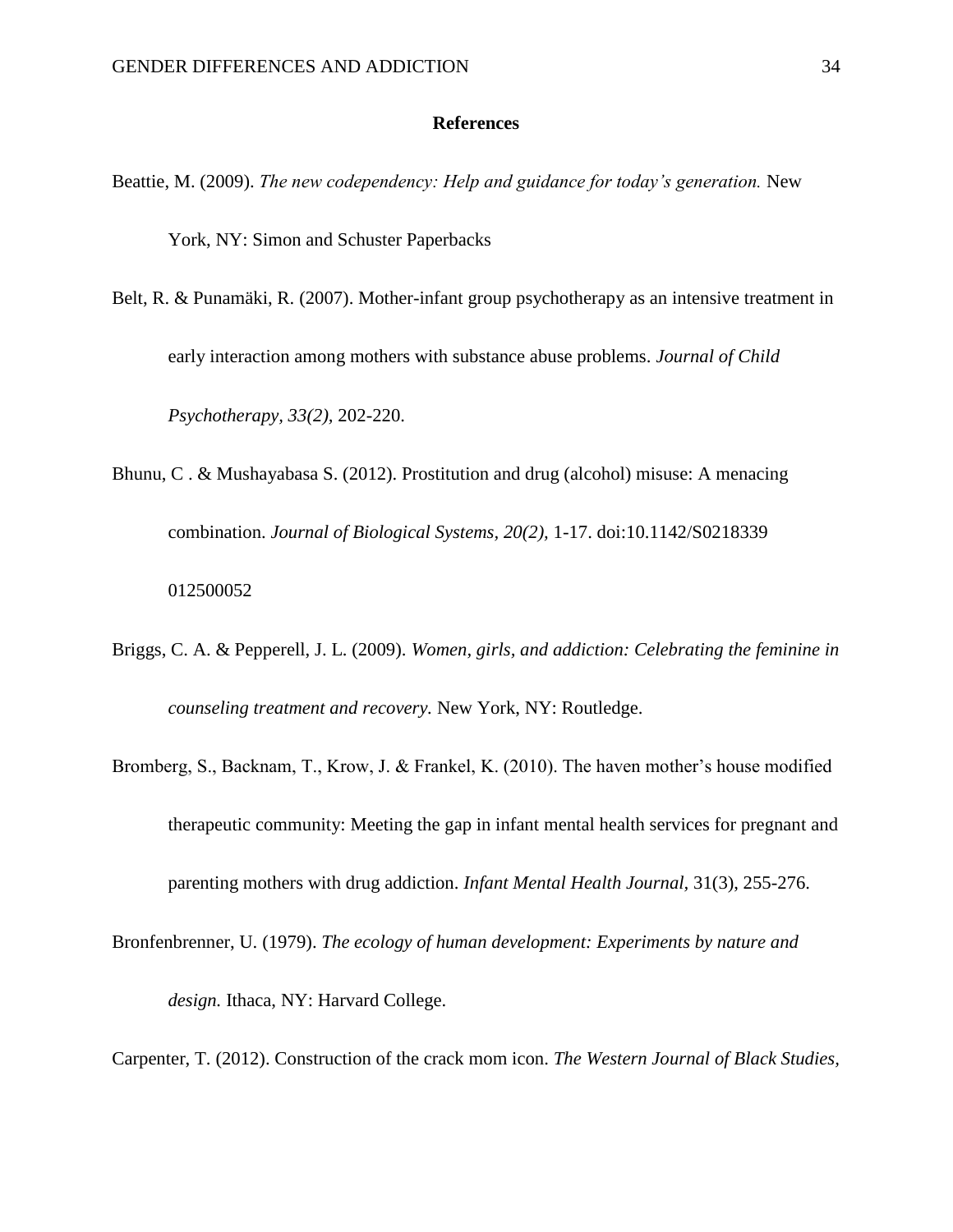## References

Beattie, M. (2009). *The new codependency: Help and guidance for today's generation.* New York, NY: Simon and Schuster Paperbacks

Belt, R. & Punamäki, R. (2007). Mother-infant group psychotherapy as an intensive treatment in early interaction among mothers with substance abuse problems. *Journal of Child Psychotherapy, 33(2)*, 202-220.

Bhunu, C . & Mushayabasa S. (2012). Prostitution and drug (alcohol) misuse: A menacing combination. *Journal of Biological Systems, 20(2),* 1-17. doi:10.1142/S0218339 012500052

Briggs, C. A. & Pepperell, J. L. (2009). *Women, girls, and addiction: Celebrating the feminine in counseling treatment and recovery.* New York, NY: Routledge.

Bromberg, S., Backnam, T., Krow, J. & Frankel, K. (2010). The haven mother's house modified therapeutic community: Meeting the gap in infant mental health services for pregnant and parenting mothers with drug addiction. *Infant Mental Health Journal,* 31(3), 255-276.

Bronfenbrenner, U. (1979). *The ecology of human development: Experiments by nature and design.* Ithaca, NY: Harvard College.

Carpenter, T. (2012). Construction of the crack mom icon. *The Western Journal of Black Studies,*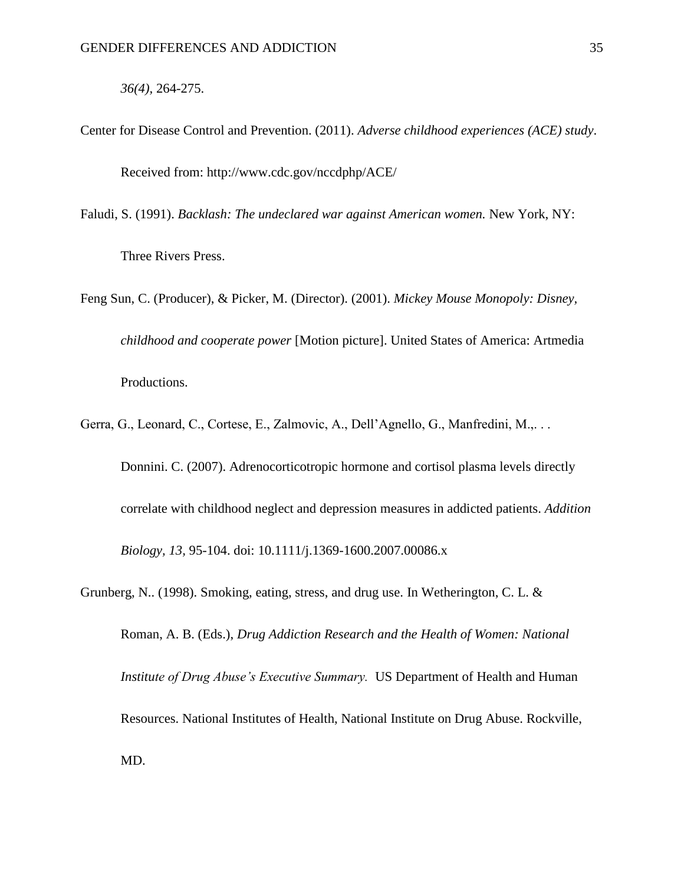*36(4)*, 264-275.

Center for Disease Control and Prevention. (2011). *Adverse childhood experiences (ACE) study*. Received from: http://www.cdc.gov/nccdphp/ACE/

Faludi, S. (1991). *Backlash: The undeclared war against American women.* New York, NY: Three Rivers Press.

Feng Sun, C. (Producer), & Picker, M. (Director). (2001). *Mickey Mouse Monopoly: Disney, childhood and cooperate power* [Motion picture]. United States of America: Artmedia Productions.

Gerra, G., Leonard, C., Cortese, E., Zalmovic, A., Dell'Agnello, G., Manfredini, M.,. . . Donnini. C. (2007). Adrenocorticotropic hormone and cortisol plasma levels directly correlate with childhood neglect and depression measures in addicted patients. *Addition Biology, 13,* 95-104. doi: 10.1111/j.1369-1600.2007.00086.x

Grunberg, N.. (1998). Smoking, eating, stress, and drug use. In Wetherington, C. L. & Roman, A. B. (Eds.), *Drug Addiction Research and the Health of Women: National Institute of Drug Abuse's Executive Summary.* US Department of Health and Human Resources. National Institutes of Health, National Institute on Drug Abuse. Rockville, MD.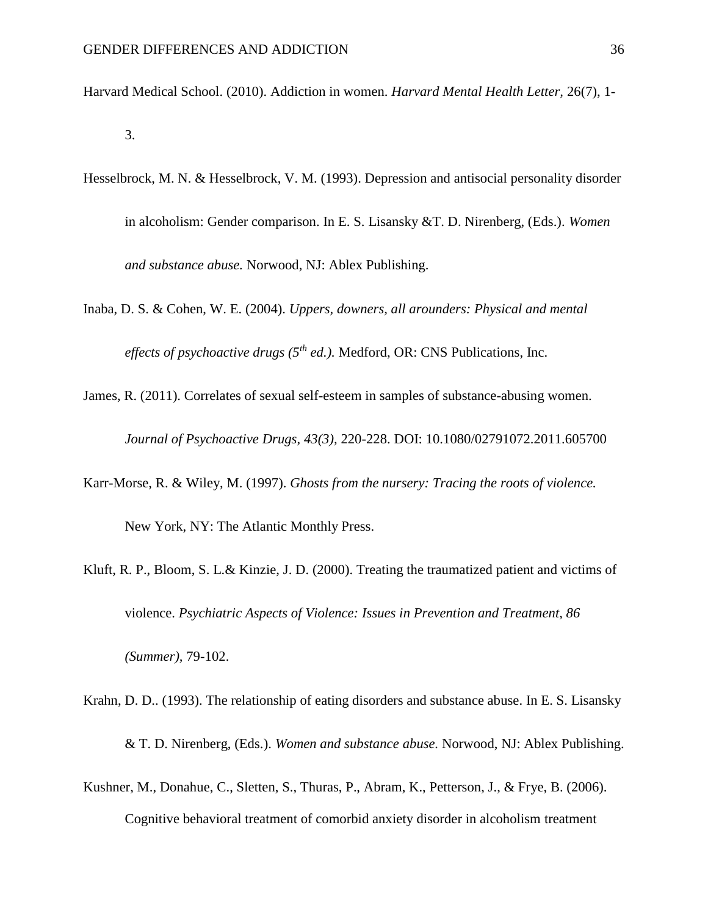Harvard Medical School. (2010). Addiction in women. *Harvard Mental Health Letter,* 26(7), 1-3.

Hesselbrock, M. N. & Hesselbrock, V. M. (1993). Depression and antisocial personality disorder in alcoholism: Gender comparison. In E. S. Lisansky &T. D. Nirenberg, (Eds.). *Women and substance abuse.* Norwood, NJ: Ablex Publishing.

Inaba, D. S. & Cohen, W. E. (2004). *Uppers, downers, all arounders: Physical and mental effects of psychoactive drugs (5th ed.).* Medford, OR: CNS Publications, Inc.

James, R. (2011). Correlates of sexual self-esteem in samples of substance-abusing women. *Journal of Psychoactive Drugs, 43(3),* 220-228. DOI: 10.1080/02791072.2011.605700

Karr-Morse, R. & Wiley, M. (1997). *Ghosts from the nursery: Tracing the roots of violence.* New York, NY: The Atlantic Monthly Press.

Kluft, R. P., Bloom, S. L.& Kinzie, J. D. (2000). Treating the traumatized patient and victims of violence. *Psychiatric Aspects of Violence: Issues in Prevention and Treatment, 86 (Summer),* 79-102.

Krahn, D. D.. (1993). The relationship of eating disorders and substance abuse. In E. S. Lisansky & T. D. Nirenberg, (Eds.). *Women and substance abuse.* Norwood, NJ: Ablex Publishing.

Kushner, M., Donahue, C., Sletten, S., Thuras, P., Abram, K., Petterson, J., & Frye, B. (2006). Cognitive behavioral treatment of comorbid anxiety disorder in alcoholism treatment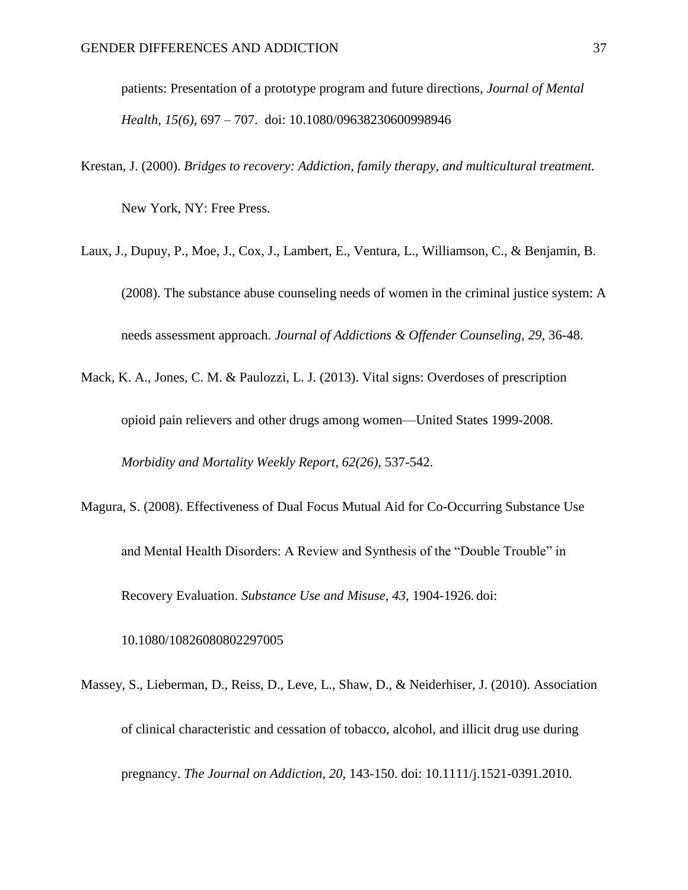patients: Presentation of a prototype program and future directions, *Journal of Mental Health, 15(6),* 697 – 707. doi: 10.1080/09638230600998946

Krestan, J. (2000). *Bridges to recovery: Addiction, family therapy, and multicultural treatment.* New York, NY: Free Press.

Laux, J., Dupuy, P., Moe, J., Cox, J., Lambert, E., Ventura, L., Williamson, C., & Benjamin, B. (2008). The substance abuse counseling needs of women in the criminal justice system: A needs assessment approach. *Journal of Addictions & Offender Counseling, 29,* 36-48.

Mack, K. A., Jones, C. M. & Paulozzi, L. J. (2013). Vital signs: Overdoses of prescription opioid pain relievers and other drugs among women—United States 1999-2008. *Morbidity and Mortality Weekly Report, 62(26),* 537-542.

Magura, S. (2008). Effectiveness of Dual Focus Mutual Aid for Co-Occurring Substance Use and Mental Health Disorders: A Review and Synthesis of the "Double Trouble" in Recovery Evaluation. *Substance Use and Misuse, 43,* 1904-1926. doi: 10.1080/10826080802297005

Massey, S., Lieberman, D., Reiss, D., Leve, L., Shaw, D., & Neiderhiser, J. (2010). Association of clinical characteristic and cessation of tobacco, alcohol, and illicit drug use during pregnancy. *The Journal on Addiction, 20,* 143-150. doi: 10.1111/j.1521-0391.2010.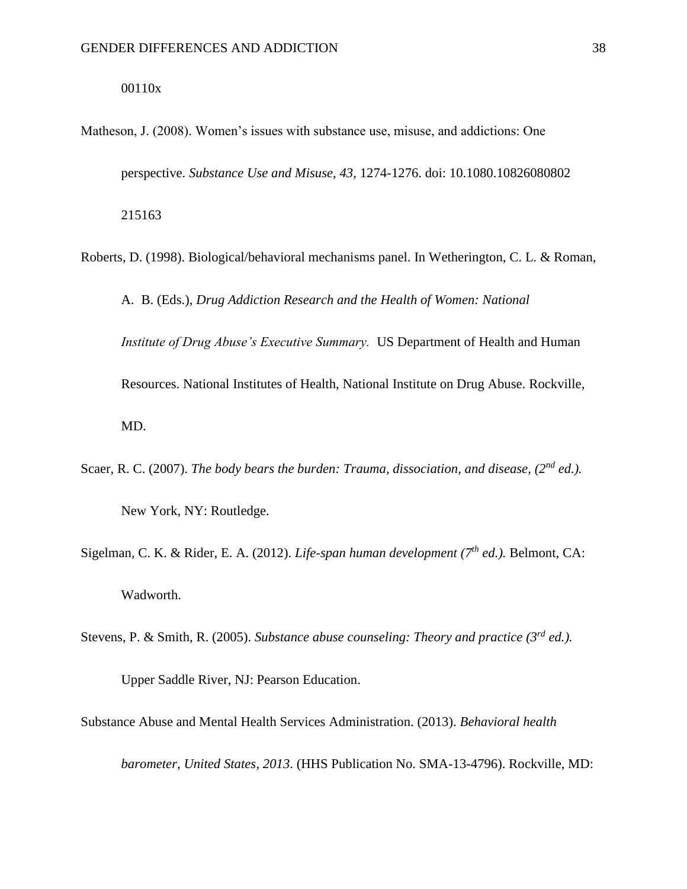00110x

Matheson, J. (2008). Women's issues with substance use, misuse, and addictions: One perspective. *Substance Use and Misuse, 43,* 1274-1276. doi: 10.1080.10826080802 215163

Roberts, D. (1998). Biological/behavioral mechanisms panel. In Wetherington, C. L. & Roman, A. B. (Eds.), *Drug Addiction Research and the Health of Women: National Institute of Drug Abuse's Executive Summary.* US Department of Health and Human Resources. National Institutes of Health, National Institute on Drug Abuse. Rockville, MD.

Scaer, R. C. (2007). *The body bears the burden: Trauma, dissociation, and disease, (2nd ed.).* New York, NY: Routledge.

Sigelman, C. K. & Rider, E. A. (2012). *Life-span human development (7th ed.).* Belmont, CA: Wadworth.

Stevens, P. & Smith, R. (2005). *Substance abuse counseling: Theory and practice (3rd ed.).* Upper Saddle River, NJ: Pearson Education.

Substance Abuse and Mental Health Services Administration. (2013). *Behavioral health barometer, United States, 2013*. (HHS Publication No. SMA-13-4796). Rockville, MD: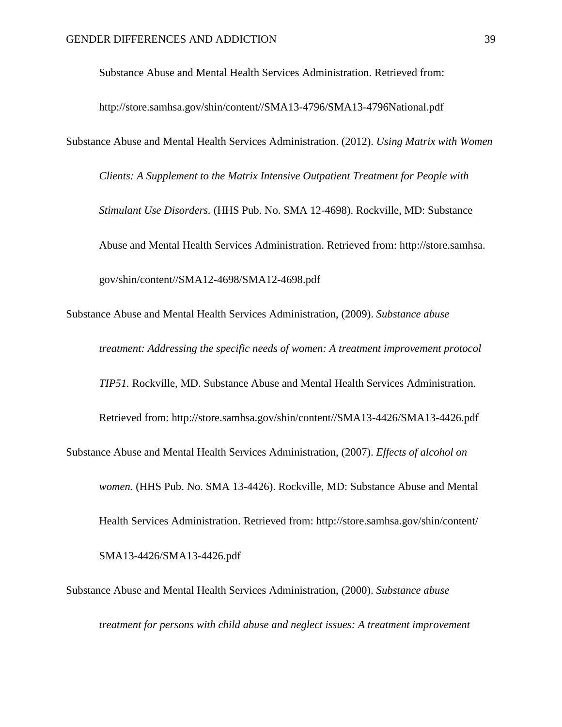Substance Abuse and Mental Health Services Administration. Retrieved from: http://store.samhsa.gov/shin/content//SMA13-4796/SMA13-4796National.pdf

Substance Abuse and Mental Health Services Administration. (2012). *Using Matrix with Women Clients: A Supplement to the Matrix Intensive Outpatient Treatment for People with Stimulant Use Disorders.* (HHS Pub. No. SMA 12-4698). Rockville, MD: Substance Abuse and Mental Health Services Administration. Retrieved from: http://store.samhsa.gov/shin/content//SMA12-4698/SMA12-4698.pdf

Substance Abuse and Mental Health Services Administration, (2009). *Substance abuse treatment: Addressing the specific needs of women: A treatment improvement protocol TIP51.* Rockville, MD. Substance Abuse and Mental Health Services Administration. Retrieved from: http://store.samhsa.gov/shin/content//SMA13-4426/SMA13-4426.pdf

Substance Abuse and Mental Health Services Administration, (2007). *Effects of alcohol on women.* (HHS Pub. No. SMA 13-4426). Rockville, MD: Substance Abuse and Mental Health Services Administration. Retrieved from: http://store.samhsa.gov/shin/content/SMA13-4426/SMA13-4426.pdf

Substance Abuse and Mental Health Services Administration, (2000). *Substance abuse treatment for persons with child abuse and neglect issues: A treatment improvement*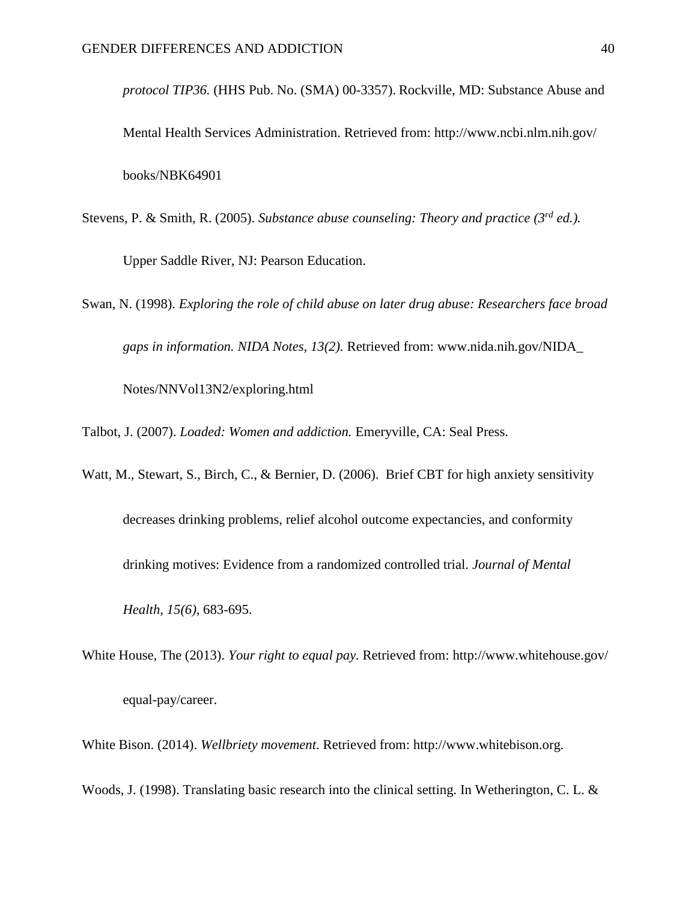*protocol TIP36.* (HHS Pub. No. (SMA) 00-3357). Rockville, MD: Substance Abuse and Mental Health Services Administration. Retrieved from: http://www.ncbi.nlm.nih.gov/books/NBK64901

Stevens, P. & Smith, R. (2005). *Substance abuse counseling: Theory and practice (3rd ed.).* Upper Saddle River, NJ: Pearson Education.

Swan, N. (1998). *Exploring the role of child abuse on later drug abuse: Researchers face broad gaps in information. NIDA Notes, 13(2).* Retrieved from: www.nida.nih.gov/NIDA_Notes/NNVol13N2/exploring.html

Talbot, J. (2007). *Loaded: Women and addiction.* Emeryville, CA: Seal Press.

Watt, M., Stewart, S., Birch, C., & Bernier, D. (2006). Brief CBT for high anxiety sensitivity decreases drinking problems, relief alcohol outcome expectancies, and conformity drinking motives: Evidence from a randomized controlled trial. *Journal of Mental Health, 15(6),* 683-695.

White House, The (2013). *Your right to equal pay.* Retrieved from: http://www.whitehouse.gov/equal-pay/career.

White Bison. (2014). *Wellbriety movement*. Retrieved from: http://www.whitebison.org.

Woods, J. (1998). Translating basic research into the clinical setting. In Wetherington, C. L. &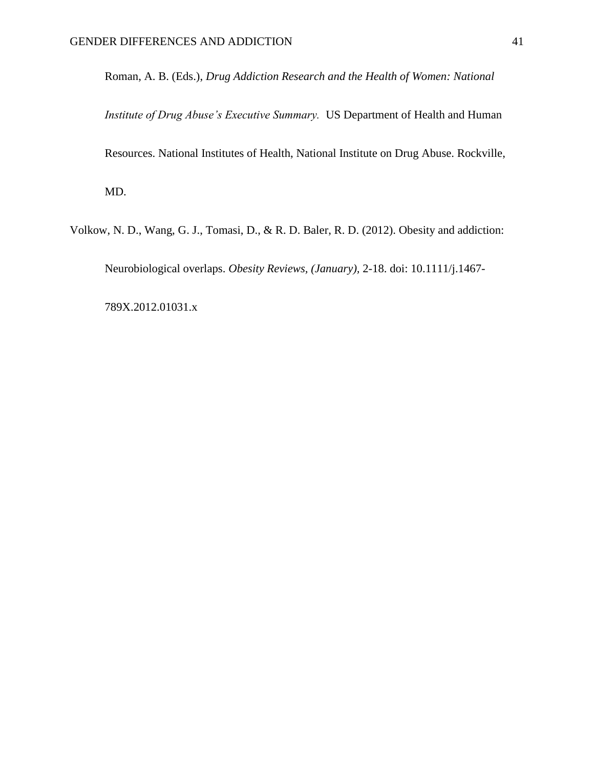Roman, A. B. (Eds.), *Drug Addiction Research and the Health of Women: National Institute of Drug Abuse's Executive Summary.* US Department of Health and Human Resources. National Institutes of Health, National Institute on Drug Abuse. Rockville, MD.

Volkow, N. D., Wang, G. J., Tomasi, D., & R. D. Baler, R. D. (2012). Obesity and addiction: Neurobiological overlaps. *Obesity Reviews, (January),* 2-18. doi: 10.1111/j.1467-789X.2012.01031.x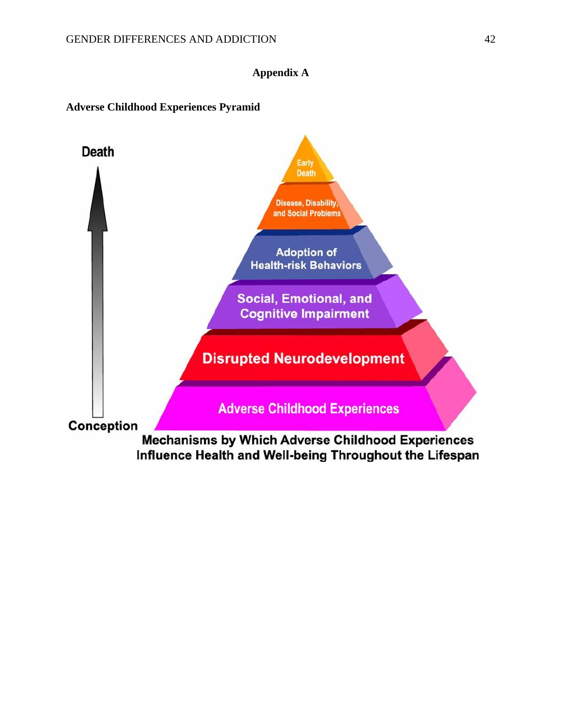# Appendix A

**Adverse Childhood Experiences Pyramid**

Death

Early Death

Disease, Disability, and Social Problems

Adoption of Health-risk Behaviors

Social, Emotional, and Cognitive Impairment

Disrupted Neurodevelopment

Adverse Childhood Experiences

Conception

**Mechanisms by Which Adverse Childhood Experiences Influence Health and Well-being Throughout the Lifespan**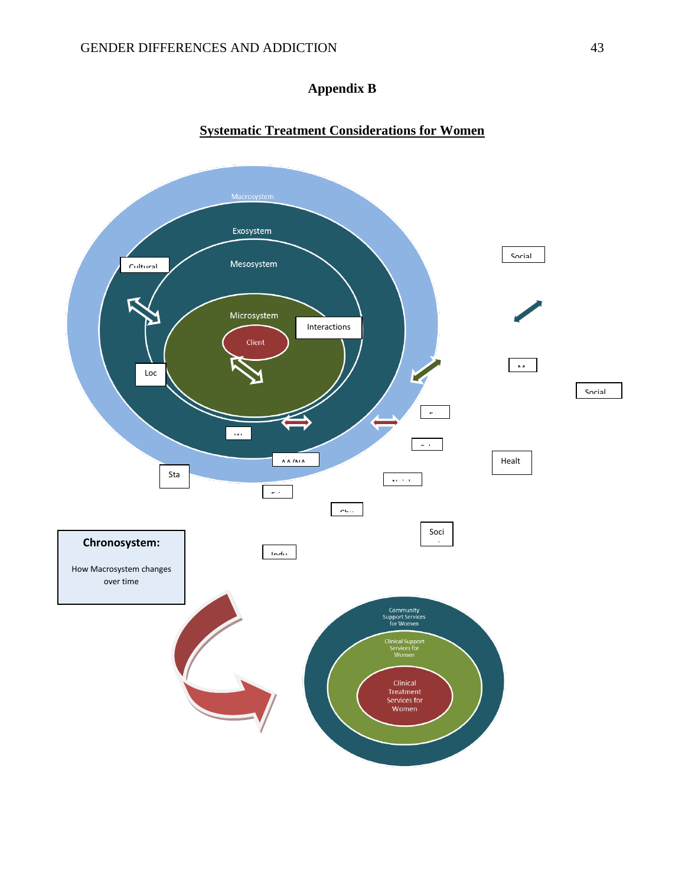# Appendix B

## Systematic Treatment Considerations for Women

Macrosystem

Exosystem

Mesosystem

Microsystem

Client

Interactions

Cultural

Loc

Sta

AA/NA

Social

Social

Healt

Soci

Indu

**Chronosystem:**

How Macrosystem changes over time

Community Support Services for Women

Clinical Support Services for Women

Clinical Treatment Services for Women